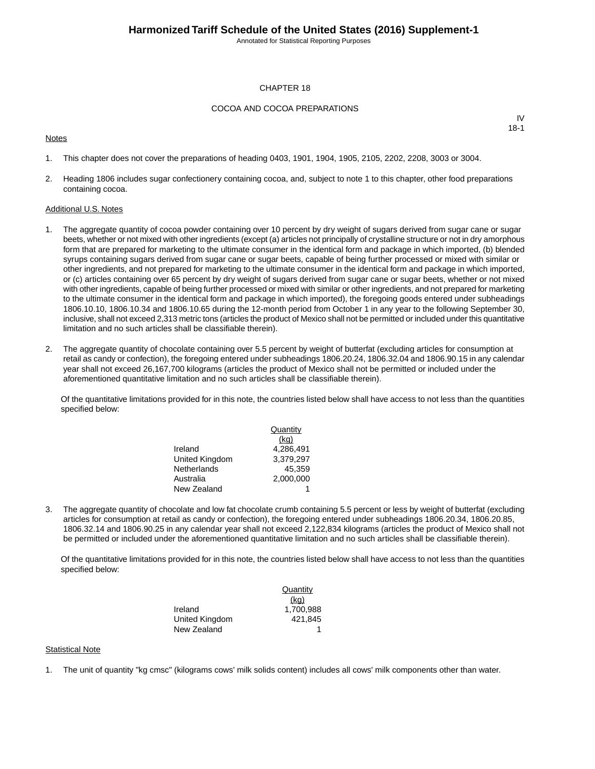# CHAPTER 18

## COCOA AND COCOA PREPARATIONS

IV
18-1

Notes

1. This chapter does not cover the preparations of heading 0403, 1901, 1904, 1905, 2105, 2202, 2208, 3003 or 3004.

2. Heading 1806 includes sugar confectionery containing cocoa, and, subject to note 1 to this chapter, other food preparations containing cocoa.

Additional U.S. Notes

1. The aggregate quantity of cocoa powder containing over 10 percent by dry weight of sugars derived from sugar cane or sugar beets, whether or not mixed with other ingredients (except (a) articles not principally of crystalline structure or not in dry amorphous form that are prepared for marketing to the ultimate consumer in the identical form and package in which imported, (b) blended syrups containing sugars derived from sugar cane or sugar beets, capable of being further processed or mixed with similar or other ingredients, and not prepared for marketing to the ultimate consumer in the identical form and package in which imported, or (c) articles containing over 65 percent by dry weight of sugars derived from sugar cane or sugar beets, whether or not mixed with other ingredients, capable of being further processed or mixed with similar or other ingredients, and not prepared for marketing to the ultimate consumer in the identical form and package in which imported), the foregoing goods entered under subheadings 1806.10.10, 1806.10.34 and 1806.10.65 during the 12-month period from October 1 in any year to the following September 30, inclusive, shall not exceed 2,313 metric tons (articles the product of Mexico shall not be permitted or included under this quantitative limitation and no such articles shall be classifiable therein).

2. The aggregate quantity of chocolate containing over 5.5 percent by weight of butterfat (excluding articles for consumption at retail as candy or confection), the foregoing entered under subheadings 1806.20.24, 1806.32.04 and 1806.90.15 in any calendar year shall not exceed 26,167,700 kilograms (articles the product of Mexico shall not be permitted or included under the aforementioned quantitative limitation and no such articles shall be classifiable therein).

   Of the quantitative limitations provided for in this note, the countries listed below shall have access to not less than the quantities specified below:

| | Quantity (kg) |
|---|---|
| Ireland | 4,286,491 |
| United Kingdom | 3,379,297 |
| Netherlands | 45,359 |
| Australia | 2,000,000 |
| New Zealand | 1 |

3. The aggregate quantity of chocolate and low fat chocolate crumb containing 5.5 percent or less by weight of butterfat (excluding articles for consumption at retail as candy or confection), the foregoing entered under subheadings 1806.20.34, 1806.20.85, 1806.32.14 and 1806.90.25 in any calendar year shall not exceed 2,122,834 kilograms (articles the product of Mexico shall not be permitted or included under the aforementioned quantitative limitation and no such articles shall be classifiable therein).

   Of the quantitative limitations provided for in this note, the countries listed below shall have access to not less than the quantities specified below:

| | Quantity (kg) |
|---|---|
| Ireland | 1,700,988 |
| United Kingdom | 421,845 |
| New Zealand | 1 |

Statistical Note

1. The unit of quantity "kg cmsc" (kilograms cows' milk solids content) includes all cows' milk components other than water.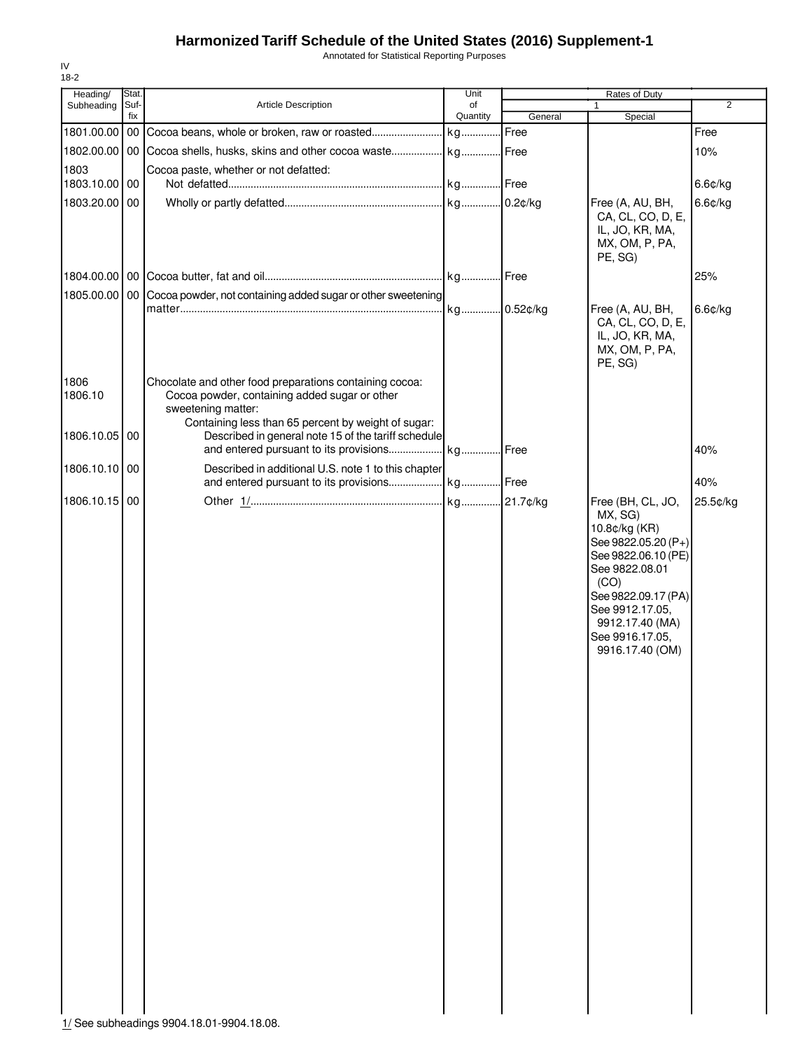# Harmonized Tariff Schedule of the United States (2016) Supplement-1

Annotated for Statistical Reporting Purposes

IV
18-2

| Heading/ Subheading | Stat. Suf-fix | Article Description | Unit of Quantity | Rates of Duty 1 General | Rates of Duty 1 Special | Rates of Duty 2 |
|---|---|---|---|---|---|---|
| 1801.00.00 | 00 | Cocoa beans, whole or broken, raw or roasted | kg | Free | | Free |
| 1802.00.00 | 00 | Cocoa shells, husks, skins and other cocoa waste | kg | Free | | 10% |
| 1803 | | Cocoa paste, whether or not defatted: | | | | |
| 1803.10.00 | 00 | Not defatted | kg | Free | | 6.6¢/kg |
| 1803.20.00 | 00 | Wholly or partly defatted | kg | 0.2¢/kg | Free (A, AU, BH, CA, CL, CO, D, E, IL, JO, KR, MA, MX, OM, P, PA, PE, SG) | 6.6¢/kg |
| 1804.00.00 | 00 | Cocoa butter, fat and oil | kg | Free | | 25% |
| 1805.00.00 | 00 | Cocoa powder, not containing added sugar or other sweetening matter | kg | 0.52¢/kg | Free (A, AU, BH, CA, CL, CO, D, E, IL, JO, KR, MA, MX, OM, P, PA, PE, SG) | 6.6¢/kg |
| 1806 | | Chocolate and other food preparations containing cocoa: | | | | |
| 1806.10 | | Cocoa powder, containing added sugar or other sweetening matter: | | | | |
| | | Containing less than 65 percent by weight of sugar: | | | | |
| 1806.10.05 | 00 | Described in general note 15 of the tariff schedule and entered pursuant to its provisions | kg | Free | | 40% |
| 1806.10.10 | 00 | Described in additional U.S. note 1 to this chapter and entered pursuant to its provisions | kg | Free | | 40% |
| 1806.10.15 | 00 | Other 1/ | kg | 21.7¢/kg | Free (BH, CL, JO, MX, SG) 10.8¢/kg (KR) See 9822.05.20 (P+) See 9822.06.10 (PE) See 9822.08.01 (CO) See 9822.09.17 (PA) See 9912.17.05, 9912.17.40 (MA) See 9916.17.05, 9916.17.40 (OM) | 25.5¢/kg |

1/ See subheadings 9904.18.01-9904.18.08.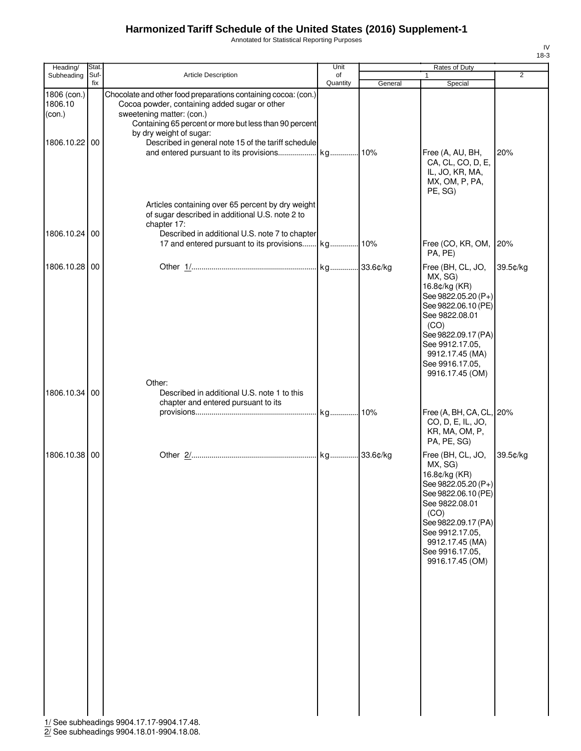# Harmonized Tariff Schedule of the United States (2016) Supplement-1

Annotated for Statistical Reporting Purposes

IV
18-3

| Heading/ Subheading | Stat. Suf- fix | Article Description | Unit of Quantity | Rates of Duty 1 General | Special | 2 |
|---|---|---|---|---|---|---|
| 1806 (con.) 1806.10 (con.) | | Chocolate and other food preparations containing cocoa: (con.) Cocoa powder, containing added sugar or other sweetening matter: (con.) Containing 65 percent or more but less than 90 percent by dry weight of sugar: | | | | |
| 1806.10.22 | 00 | Described in general note 15 of the tariff schedule and entered pursuant to its provisions | kg | 10% | Free (A, AU, BH, CA, CL, CO, D, E, IL, JO, KR, MA, MX, OM, P, PA, PE, SG) | 20% |
| | | Articles containing over 65 percent by dry weight of sugar described in additional U.S. note 2 to chapter 17: | | | | |
| 1806.10.24 | 00 | Described in additional U.S. note 7 to chapter 17 and entered pursuant to its provisions | kg | 10% | Free (CO, KR, OM, PA, PE) | 20% |
| 1806.10.28 | 00 | Other 1/ | kg | 33.6¢/kg | Free (BH, CL, JO, MX, SG) 16.8¢/kg (KR) See 9822.05.20 (P+) See 9822.06.10 (PE) See 9822.08.01 (CO) See 9822.09.17 (PA) See 9912.17.05, 9912.17.45 (MA) See 9916.17.05, 9916.17.45 (OM) | 39.5¢/kg |
| | | Other: | | | | |
| 1806.10.34 | 00 | Described in additional U.S. note 1 to this chapter and entered pursuant to its provisions | kg | 10% | Free (A, BH, CA, CL, CO, D, E, IL, JO, KR, MA, OM, P, PA, PE, SG) | 20% |
| 1806.10.38 | 00 | Other 2/ | kg | 33.6¢/kg | Free (BH, CL, JO, MX, SG) 16.8¢/kg (KR) See 9822.05.20 (P+) See 9822.06.10 (PE) See 9822.08.01 (CO) See 9822.09.17 (PA) See 9912.17.05, 9912.17.45 (MA) See 9916.17.05, 9916.17.45 (OM) | 39.5¢/kg |

1/ See subheadings 9904.17.17-9904.17.48.
2/ See subheadings 9904.18.01-9904.18.08.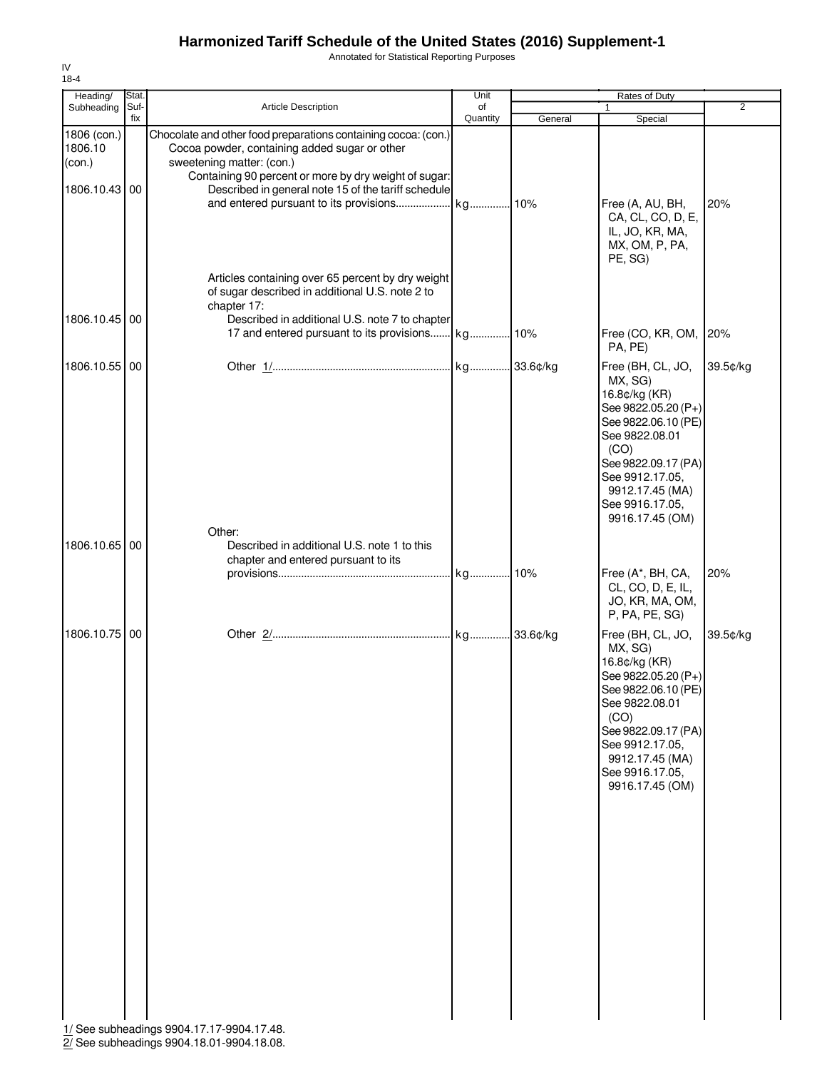# Harmonized Tariff Schedule of the United States (2016) Supplement-1

Annotated for Statistical Reporting Purposes

IV
18-4

| Heading/ Subheading | Stat. Suf- fix | Article Description | Unit of Quantity | Rates of Duty 1 General | Special | 2 |
|---|---|---|---|---|---|---|
| 1806 (con.) 1806.10 (con.) | | Chocolate and other food preparations containing cocoa: (con.) Cocoa powder, containing added sugar or other sweetening matter: (con.) Containing 90 percent or more by dry weight of sugar: | | | | |
| 1806.10.43 | 00 | Described in general note 15 of the tariff schedule and entered pursuant to its provisions | kg | 10% | Free (A, AU, BH, CA, CL, CO, D, E, IL, JO, KR, MA, MX, OM, P, PA, PE, SG) | 20% |
| | | Articles containing over 65 percent by dry weight of sugar described in additional U.S. note 2 to chapter 17: | | | | |
| 1806.10.45 | 00 | Described in additional U.S. note 7 to chapter 17 and entered pursuant to its provisions | kg | 10% | Free (CO, KR, OM, PA, PE) | 20% |
| 1806.10.55 | 00 | Other 1/ | kg | 33.6¢/kg | Free (BH, CL, JO, MX, SG) 16.8¢/kg (KR) See 9822.05.20 (P+) See 9822.06.10 (PE) See 9822.08.01 (CO) See 9822.09.17 (PA) See 9912.17.05, 9912.17.45 (MA) See 9916.17.05, 9916.17.45 (OM) | 39.5¢/kg |
| | | Other: | | | | |
| 1806.10.65 | 00 | Described in additional U.S. note 1 to this chapter and entered pursuant to its provisions | kg | 10% | Free (A*, BH, CA, CL, CO, D, E, IL, JO, KR, MA, OM, P, PA, PE, SG) | 20% |
| 1806.10.75 | 00 | Other 2/ | kg | 33.6¢/kg | Free (BH, CL, JO, MX, SG) 16.8¢/kg (KR) See 9822.05.20 (P+) See 9822.06.10 (PE) See 9822.08.01 (CO) See 9822.09.17 (PA) See 9912.17.05, 9912.17.45 (MA) See 9916.17.05, 9916.17.45 (OM) | 39.5¢/kg |

1/ See subheadings 9904.17.17-9904.17.48.
2/ See subheadings 9904.18.01-9904.18.08.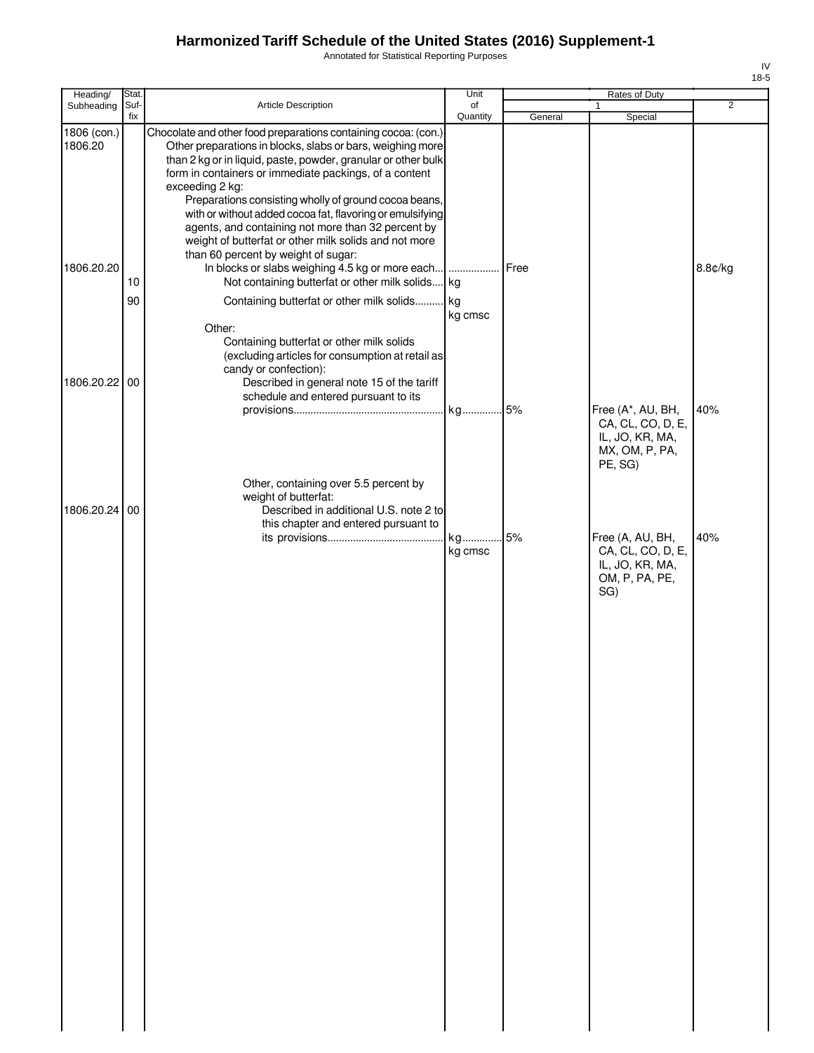# Harmonized Tariff Schedule of the United States (2016) Supplement-1

Annotated for Statistical Reporting Purposes

| Heading/ Subheading | Stat. Suf- fix | Article Description | Unit of Quantity | Rates of Duty 1 General | Special | 2 |
|---|---|---|---|---|---|---|
| 1806 (con.) | | Chocolate and other food preparations containing cocoa: (con.) | | | | |
| 1806.20 | | Other preparations in blocks, slabs or bars, weighing more than 2 kg or in liquid, paste, powder, granular or other bulk form in containers or immediate packings, of a content exceeding 2 kg: | | | | |
| | | Preparations consisting wholly of ground cocoa beans, with or without added cocoa fat, flavoring or emulsifying agents, and containing not more than 32 percent by weight of butterfat or other milk solids and not more than 60 percent by weight of sugar: | | | | |
| 1806.20.20 | | In blocks or slabs weighing 4.5 kg or more each... | .................. | Free | | 8.8¢/kg |
| | 10 | Not containing butterfat or other milk solids.... | kg | | | |
| | 90 | Containing butterfat or other milk solids.......... | kg<br>kg cmsc | | | |
| | | Other: | | | | |
| | | Containing butterfat or other milk solids (excluding articles for consumption at retail as candy or confection): | | | | |
| 1806.20.22 | 00 | Described in general note 15 of the tariff schedule and entered pursuant to its provisions.................................................... | kg.............. | 5% | Free (A*, AU, BH, CA, CL, CO, D, E, IL, JO, KR, MA, MX, OM, P, PA, PE, SG) | 40% |
| | | Other, containing over 5.5 percent by weight of butterfat: | | | | |
| 1806.20.24 | 00 | Described in additional U.S. note 2 to this chapter and entered pursuant to its provisions......................................... | kg..............<br>kg cmsc | 5% | Free (A, AU, BH, CA, CL, CO, D, E, IL, JO, KR, MA, OM, P, PA, PE, SG) | 40% |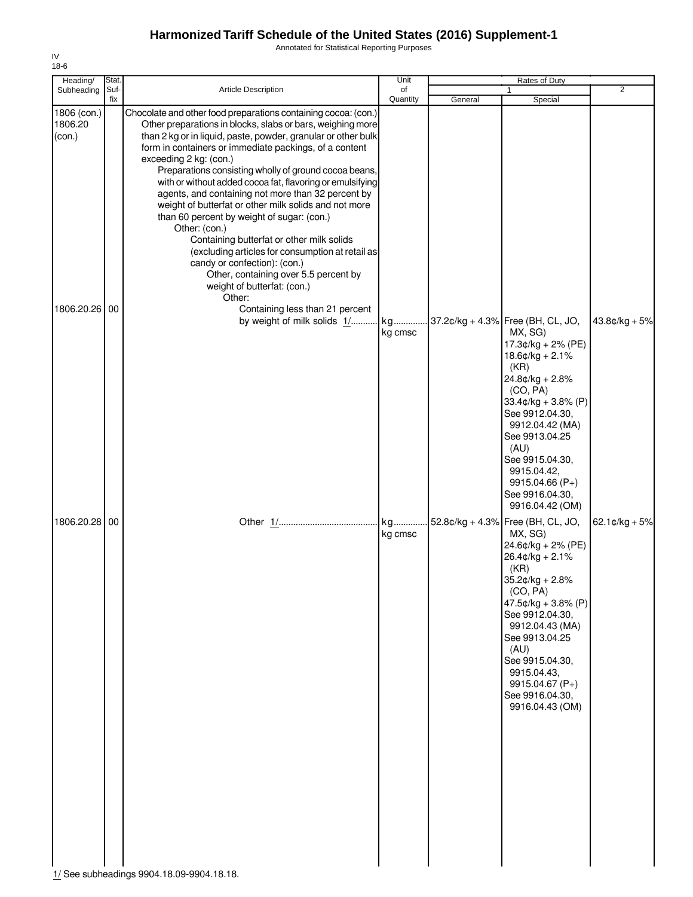# Harmonized Tariff Schedule of the United States (2016) Supplement-1

Annotated for Statistical Reporting Purposes

IV
18-6

| Heading/ Subheading | Stat. Suf- fix | Article Description | Unit of Quantity | Rates of Duty | | |
|---|---|---|---|---|---|---|
| | | | | 1 | | 2 |
| | | | | General | Special | |
| 1806 (con.) 1806.20 (con.) | | Chocolate and other food preparations containing cocoa: (con.) Other preparations in blocks, slabs or bars, weighing more than 2 kg or in liquid, paste, powder, granular or other bulk form in containers or immediate packings, of a content exceeding 2 kg: (con.) Preparations consisting wholly of ground cocoa beans, with or without added cocoa fat, flavoring or emulsifying agents, and containing not more than 32 percent by weight of butterfat or other milk solids and not more than 60 percent by weight of sugar: (con.) Other: (con.) Containing butterfat or other milk solids (excluding articles for consumption at retail as candy or confection): (con.) Other, containing over 5.5 percent by weight of butterfat: (con.) Other: | | | | |
| 1806.20.26 | 00 | Containing less than 21 percent by weight of milk solids 1/ | kg kg cmsc | 37.2¢/kg + 4.3% | Free (BH, CL, JO, MX, SG) 17.3¢/kg + 2% (PE) 18.6¢/kg + 2.1% (KR) 24.8¢/kg + 2.8% (CO, PA) 33.4¢/kg + 3.8% (P) See 9912.04.30, 9912.04.42 (MA) See 9913.04.25 (AU) See 9915.04.30, 9915.04.42, 9915.04.66 (P+) See 9916.04.30, 9916.04.42 (OM) | 43.8¢/kg + 5% |
| 1806.20.28 | 00 | Other 1/ | kg kg cmsc | 52.8¢/kg + 4.3% | Free (BH, CL, JO, MX, SG) 24.6¢/kg + 2% (PE) 26.4¢/kg + 2.1% (KR) 35.2¢/kg + 2.8% (CO, PA) 47.5¢/kg + 3.8% (P) See 9912.04.30, 9912.04.43 (MA) See 9913.04.25 (AU) See 9915.04.30, 9915.04.43, 9915.04.67 (P+) See 9916.04.30, 9916.04.43 (OM) | 62.1¢/kg + 5% |

1/ See subheadings 9904.18.09-9904.18.18.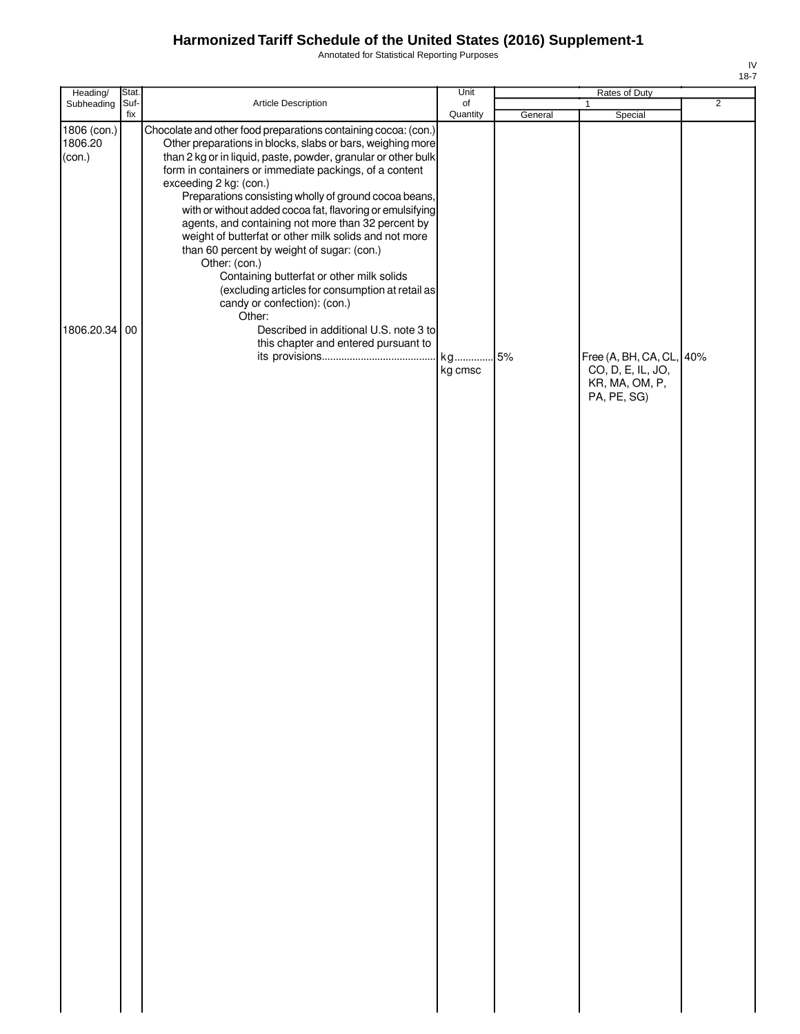# Harmonized Tariff Schedule of the United States (2016) Supplement-1

Annotated for Statistical Reporting Purposes

| Heading/ Subheading | Stat. Suf- fix | Article Description | Unit of Quantity | Rates of Duty 1 General | Rates of Duty 1 Special | Rates of Duty 2 |
|---|---|---|---|---|---|---|
| 1806 (con.) 1806.20 (con.) | | Chocolate and other food preparations containing cocoa: (con.) | | | | |
| | | Other preparations in blocks, slabs or bars, weighing more than 2 kg or in liquid, paste, powder, granular or other bulk form in containers or immediate packings, of a content exceeding 2 kg: (con.) | | | | |
| | | Preparations consisting wholly of ground cocoa beans, with or without added cocoa fat, flavoring or emulsifying agents, and containing not more than 32 percent by weight of butterfat or other milk solids and not more than 60 percent by weight of sugar: (con.) | | | | |
| | | Other: (con.) | | | | |
| | | Containing butterfat or other milk solids (excluding articles for consumption at retail as candy or confection): (con.) | | | | |
| | | Other: | | | | |
| 1806.20.34 | 00 | Described in additional U.S. note 3 to this chapter and entered pursuant to its provisions | kg<br>kg cmsc | 5% | Free (A, BH, CA, CL, CO, D, E, IL, JO, KR, MA, OM, P, PA, PE, SG) | 40% |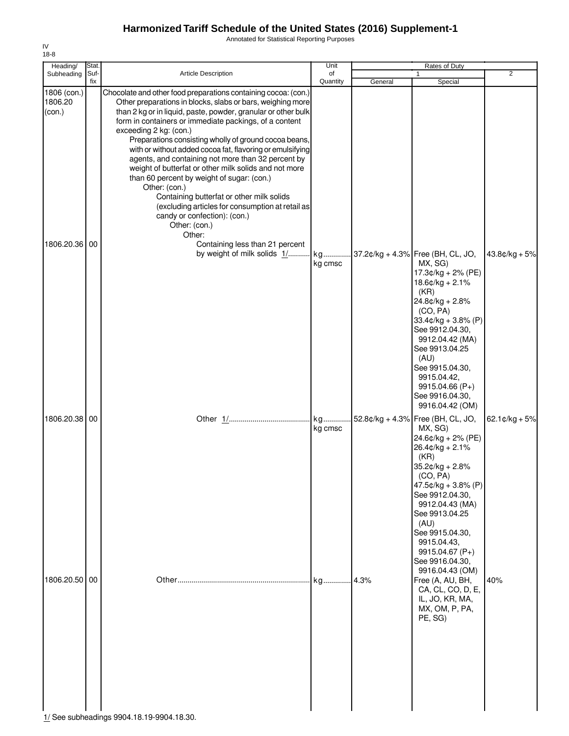# Harmonized Tariff Schedule of the United States (2016) Supplement-1

Annotated for Statistical Reporting Purposes

IV
18-8

| Heading/ Subheading | Stat. Suf- fix | Article Description | Unit of Quantity | Rates of Duty 1 General | Special | 2 |
|---|---|---|---|---|---|---|
| 1806 (con.) 1806.20 (con.) | | Chocolate and other food preparations containing cocoa: (con.) Other preparations in blocks, slabs or bars, weighing more than 2 kg or in liquid, paste, powder, granular or other bulk form in containers or immediate packings, of a content exceeding 2 kg: (con.) Preparations consisting wholly of ground cocoa beans, with or without added cocoa fat, flavoring or emulsifying agents, and containing not more than 32 percent by weight of butterfat or other milk solids and not more than 60 percent by weight of sugar: (con.) Other: (con.) Containing butterfat or other milk solids (excluding articles for consumption at retail as candy or confection): (con.) Other: (con.) Other: | | | | |
| 1806.20.36 | 00 | Containing less than 21 percent by weight of milk solids 1/ | kg kg cmsc | 37.2¢/kg + 4.3% | Free (BH, CL, JO, MX, SG) 17.3¢/kg + 2% (PE) 18.6¢/kg + 2.1% (KR) 24.8¢/kg + 2.8% (CO, PA) 33.4¢/kg + 3.8% (P) See 9912.04.30, 9912.04.42 (MA) See 9913.04.25 (AU) See 9915.04.30, 9915.04.42, 9915.04.66 (P+) See 9916.04.30, 9916.04.42 (OM) | 43.8¢/kg + 5% |
| 1806.20.38 | 00 | Other 1/ | kg kg cmsc | 52.8¢/kg + 4.3% | Free (BH, CL, JO, MX, SG) 24.6¢/kg + 2% (PE) 26.4¢/kg + 2.1% (KR) 35.2¢/kg + 2.8% (CO, PA) 47.5¢/kg + 3.8% (P) See 9912.04.30, 9912.04.43 (MA) See 9913.04.25 (AU) See 9915.04.30, 9915.04.43, 9915.04.67 (P+) See 9916.04.30, 9916.04.43 (OM) | 62.1¢/kg + 5% |
| 1806.20.50 | 00 | Other | kg | 4.3% | Free (A, AU, BH, CA, CL, CO, D, E, IL, JO, KR, MA, MX, OM, P, PA, PE, SG) | 40% |

1/ See subheadings 9904.18.19-9904.18.30.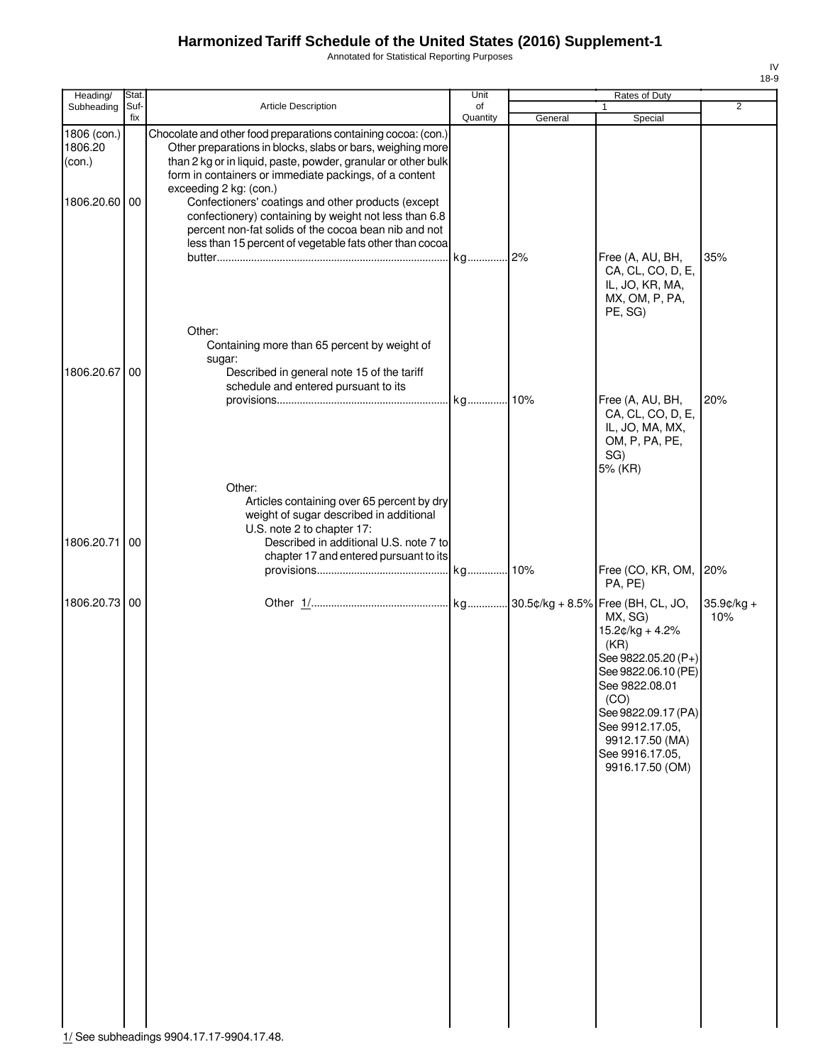# Harmonized Tariff Schedule of the United States (2016) Supplement-1

Annotated for Statistical Reporting Purposes

IV
18-9

| Heading/ Subheading | Stat. Suf- fix | Article Description | Unit of Quantity | Rates of Duty 1 General | Rates of Duty 1 Special | Rates of Duty 2 |
|---|---|---|---|---|---|---|
| 1806 (con.) 1806.20 (con.) | | Chocolate and other food preparations containing cocoa: (con.) Other preparations in blocks, slabs or bars, weighing more than 2 kg or in liquid, paste, powder, granular or other bulk form in containers or immediate packings, of a content exceeding 2 kg: (con.) | | | | |
| 1806.20.60 | 00 | Confectioners' coatings and other products (except confectionery) containing by weight not less than 6.8 percent non-fat solids of the cocoa bean nib and not less than 15 percent of vegetable fats other than cocoa butter | kg | 2% | Free (A, AU, BH, CA, CL, CO, D, E, IL, JO, KR, MA, MX, OM, P, PA, PE, SG) | 35% |
| | | Other: | | | | |
| | | Containing more than 65 percent by weight of sugar: | | | | |
| 1806.20.67 | 00 | Described in general note 15 of the tariff schedule and entered pursuant to its provisions | kg | 10% | Free (A, AU, BH, CA, CL, CO, D, E, IL, JO, MA, MX, OM, P, PA, PE, SG) 5% (KR) | 20% |
| | | Other: | | | | |
| | | Articles containing over 65 percent by dry weight of sugar described in additional U.S. note 2 to chapter 17: | | | | |
| 1806.20.71 | 00 | Described in additional U.S. note 7 to chapter 17 and entered pursuant to its provisions | kg | 10% | Free (CO, KR, OM, PA, PE) | 20% |
| 1806.20.73 | 00 | Other 1/ | kg | 30.5¢/kg + 8.5% | Free (BH, CL, JO, MX, SG) 15.2¢/kg + 4.2% (KR) See 9822.05.20 (P+) See 9822.06.10 (PE) See 9822.08.01 (CO) See 9822.09.17 (PA) See 9912.17.05, 9912.17.50 (MA) See 9916.17.05, 9916.17.50 (OM) | 35.9¢/kg + 10% |

1/ See subheadings 9904.17.17-9904.17.48.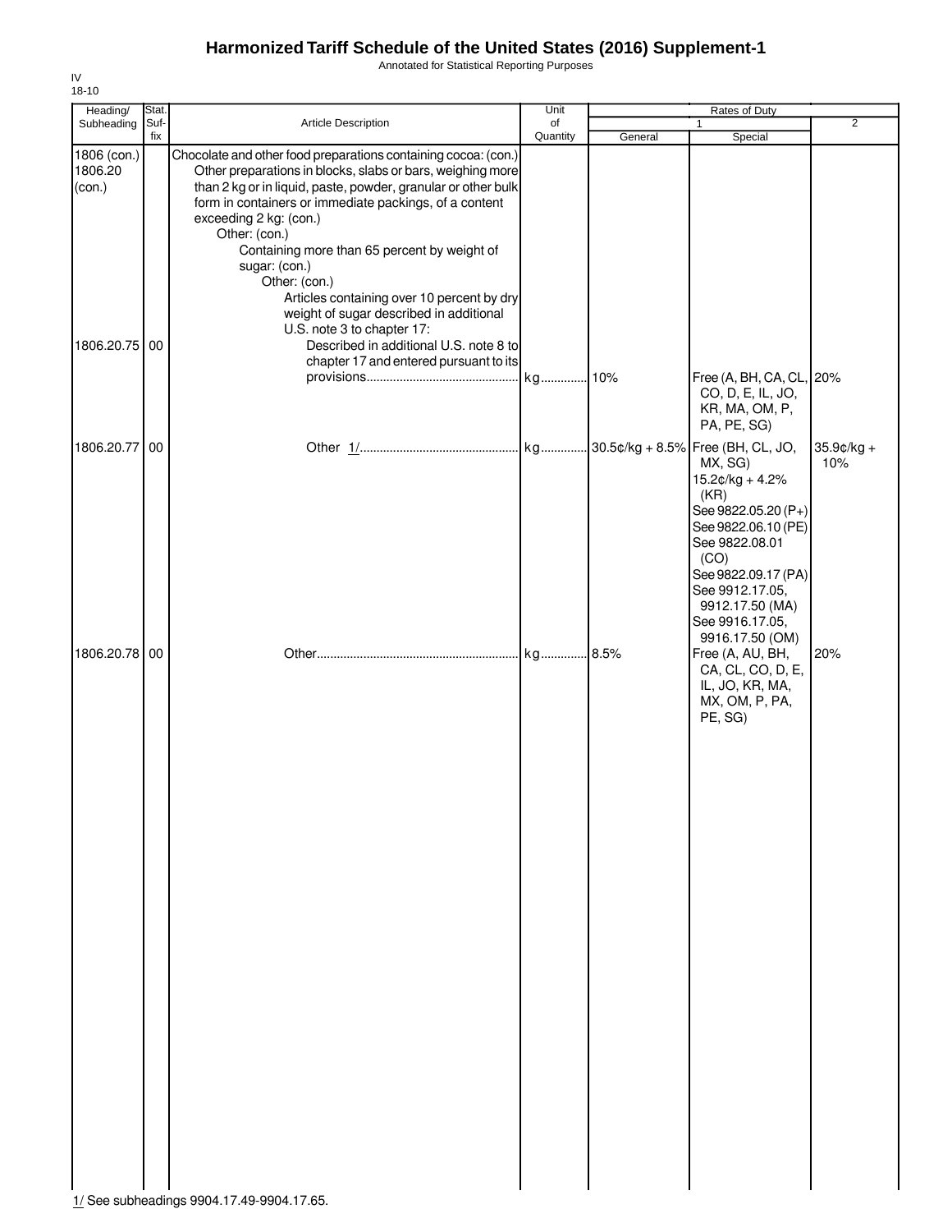# Harmonized Tariff Schedule of the United States (2016) Supplement-1

Annotated for Statistical Reporting Purposes

IV
18-10

| Heading/ Subheading | Stat. Suf- fix | Article Description | Unit of Quantity | Rates of Duty 1 General | Rates of Duty 1 Special | Rates of Duty 2 |
|---|---|---|---|---|---|---|
| 1806 (con.) 1806.20 (con.) | | Chocolate and other food preparations containing cocoa: (con.) Other preparations in blocks, slabs or bars, weighing more than 2 kg or in liquid, paste, powder, granular or other bulk form in containers or immediate packings, of a content exceeding 2 kg: (con.) Other: (con.) Containing more than 65 percent by weight of sugar: (con.) Other: (con.) Articles containing over 10 percent by dry weight of sugar described in additional U.S. note 3 to chapter 17: | | | | |
| 1806.20.75 | 00 | Described in additional U.S. note 8 to chapter 17 and entered pursuant to its provisions | kg | 10% | Free (A, BH, CA, CL, CO, D, E, IL, JO, KR, MA, OM, P, PA, PE, SG) | 20% |
| 1806.20.77 | 00 | Other 1/ | kg | 30.5¢/kg + 8.5% | Free (BH, CL, JO, MX, SG) 15.2¢/kg + 4.2% (KR) See 9822.05.20 (P+) See 9822.06.10 (PE) See 9822.08.01 (CO) See 9822.09.17 (PA) See 9912.17.05, 9912.17.50 (MA) See 9916.17.05, 9916.17.50 (OM) | 35.9¢/kg + 10% |
| 1806.20.78 | 00 | Other | kg | 8.5% | Free (A, AU, BH, CA, CL, CO, D, E, IL, JO, KR, MA, MX, OM, P, PA, PE, SG) | 20% |

1/ See subheadings 9904.17.49-9904.17.65.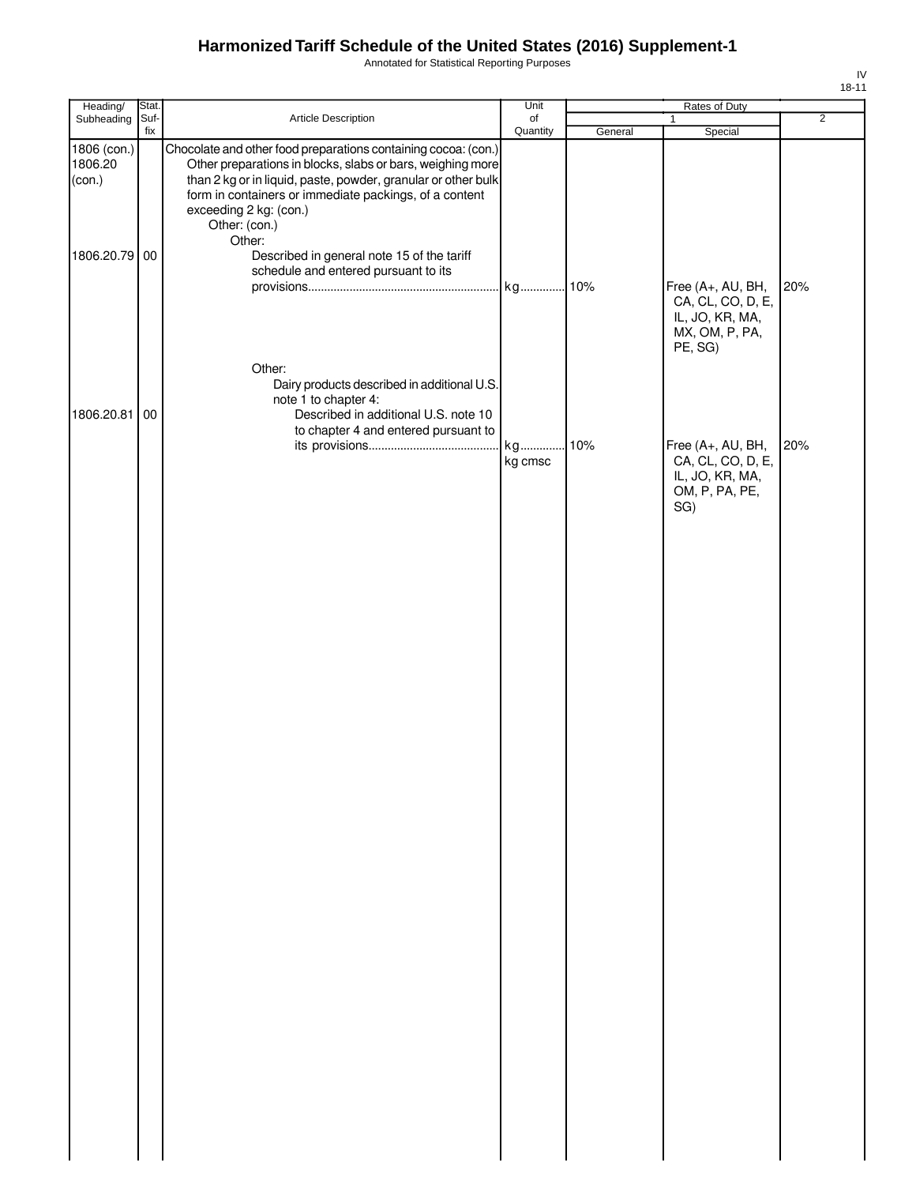# Harmonized Tariff Schedule of the United States (2016) Supplement-1

Annotated for Statistical Reporting Purposes

IV
18-11

| Heading/ Subheading | Stat. Suf- fix | Article Description | Unit of Quantity | Rates of Duty 1 General | Rates of Duty 1 Special | Rates of Duty 2 |
|---|---|---|---|---|---|---|
| 1806 (con.) 1806.20 (con.) | | Chocolate and other food preparations containing cocoa: (con.) Other preparations in blocks, slabs or bars, weighing more than 2 kg or in liquid, paste, powder, granular or other bulk form in containers or immediate packings, of a content exceeding 2 kg: (con.) Other: (con.) Other: | | | | |
| 1806.20.79 | 00 | Described in general note 15 of the tariff schedule and entered pursuant to its provisions | kg | 10% | Free (A+, AU, BH, CA, CL, CO, D, E, IL, JO, KR, MA, MX, OM, P, PA, PE, SG) | 20% |
| | | Other: Dairy products described in additional U.S. note 1 to chapter 4: | | | | |
| 1806.20.81 | 00 | Described in additional U.S. note 10 to chapter 4 and entered pursuant to its provisions | kg kg cmsc | 10% | Free (A+, AU, BH, CA, CL, CO, D, E, IL, JO, KR, MA, OM, P, PA, PE, SG) | 20% |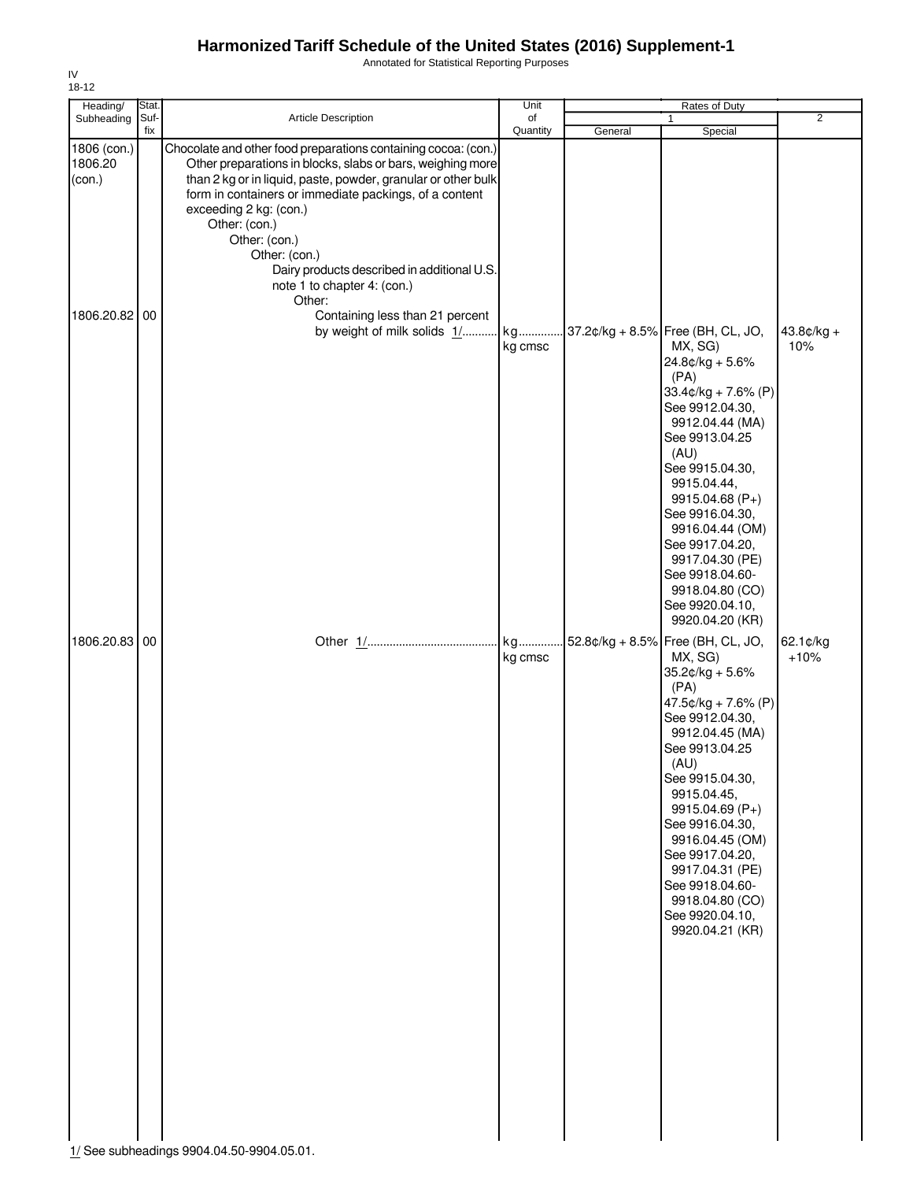# Harmonized Tariff Schedule of the United States (2016) Supplement-1

Annotated for Statistical Reporting Purposes

IV
18-12

| Heading/ Subheading | Stat. Suf- fix | Article Description | Unit of Quantity | Rates of Duty 1 General | Rates of Duty 1 Special | Rates of Duty 2 |
|---|---|---|---|---|---|---|
| 1806 (con.) 1806.20 (con.) | | Chocolate and other food preparations containing cocoa: (con.) Other preparations in blocks, slabs or bars, weighing more than 2 kg or in liquid, paste, powder, granular or other bulk form in containers or immediate packings, of a content exceeding 2 kg: (con.) Other: (con.) Other: (con.) Other: (con.) Dairy products described in additional U.S. note 1 to chapter 4: (con.) Other: | | | | |
| 1806.20.82 | 00 | Containing less than 21 percent by weight of milk solids 1/ | kg kg cmsc | 37.2¢/kg + 8.5% | Free (BH, CL, JO, MX, SG) 24.8¢/kg + 5.6% (PA) 33.4¢/kg + 7.6% (P) See 9912.04.30, 9912.04.44 (MA) See 9913.04.25 (AU) See 9915.04.30, 9915.04.44, 9915.04.68 (P+) See 9916.04.30, 9916.04.44 (OM) See 9917.04.20, 9917.04.30 (PE) See 9918.04.60-9918.04.80 (CO) See 9920.04.10, 9920.04.20 (KR) | 43.8¢/kg + 10% |
| 1806.20.83 | 00 | Other 1/ | kg kg cmsc | 52.8¢/kg + 8.5% | Free (BH, CL, JO, MX, SG) 35.2¢/kg + 5.6% (PA) 47.5¢/kg + 7.6% (P) See 9912.04.30, 9912.04.45 (MA) See 9913.04.25 (AU) See 9915.04.30, 9915.04.45, 9915.04.69 (P+) See 9916.04.30, 9916.04.45 (OM) See 9917.04.20, 9917.04.31 (PE) See 9918.04.60-9918.04.80 (CO) See 9920.04.10, 9920.04.21 (KR) | 62.1¢/kg +10% |

1/ See subheadings 9904.04.50-9904.05.01.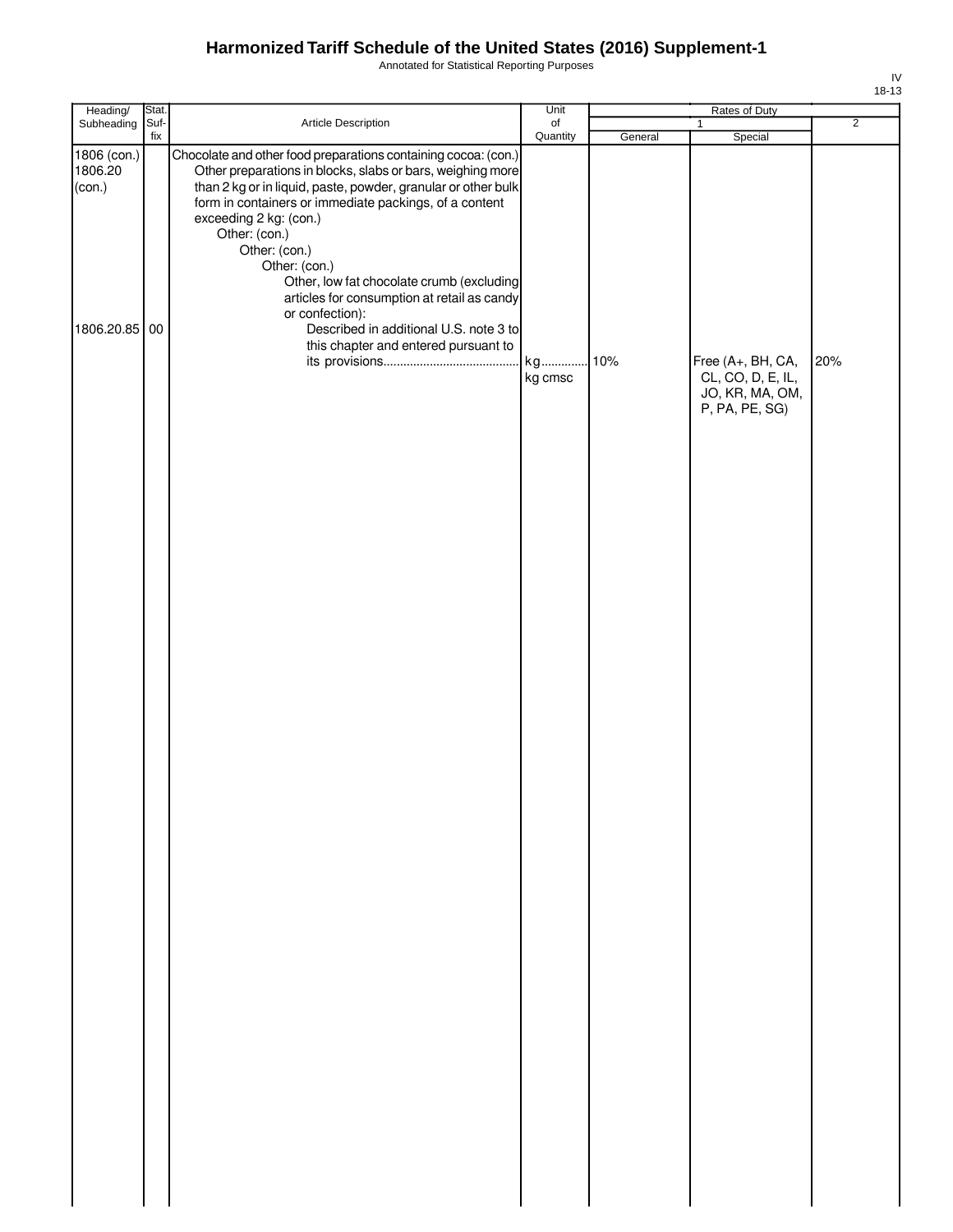# Harmonized Tariff Schedule of the United States (2016) Supplement-1

Annotated for Statistical Reporting Purposes

IV
18-13

| Heading/ Subheading | Stat. Suf- fix | Article Description | Unit of Quantity | Rates of Duty 1 General | Rates of Duty 1 Special | Rates of Duty 2 |
|---|---|---|---|---|---|---|
| 1806 (con.) 1806.20 (con.) | | Chocolate and other food preparations containing cocoa: (con.) Other preparations in blocks, slabs or bars, weighing more than 2 kg or in liquid, paste, powder, granular or other bulk form in containers or immediate packings, of a content exceeding 2 kg: (con.) Other: (con.) Other: (con.) Other: (con.) Other, low fat chocolate crumb (excluding articles for consumption at retail as candy or confection): | | | | |
| 1806.20.85 | 00 | Described in additional U.S. note 3 to this chapter and entered pursuant to its provisions........................................ | kg kg cmsc | 10% | Free (A+, BH, CA, CL, CO, D, E, IL, JO, KR, MA, OM, P, PA, PE, SG) | 20% |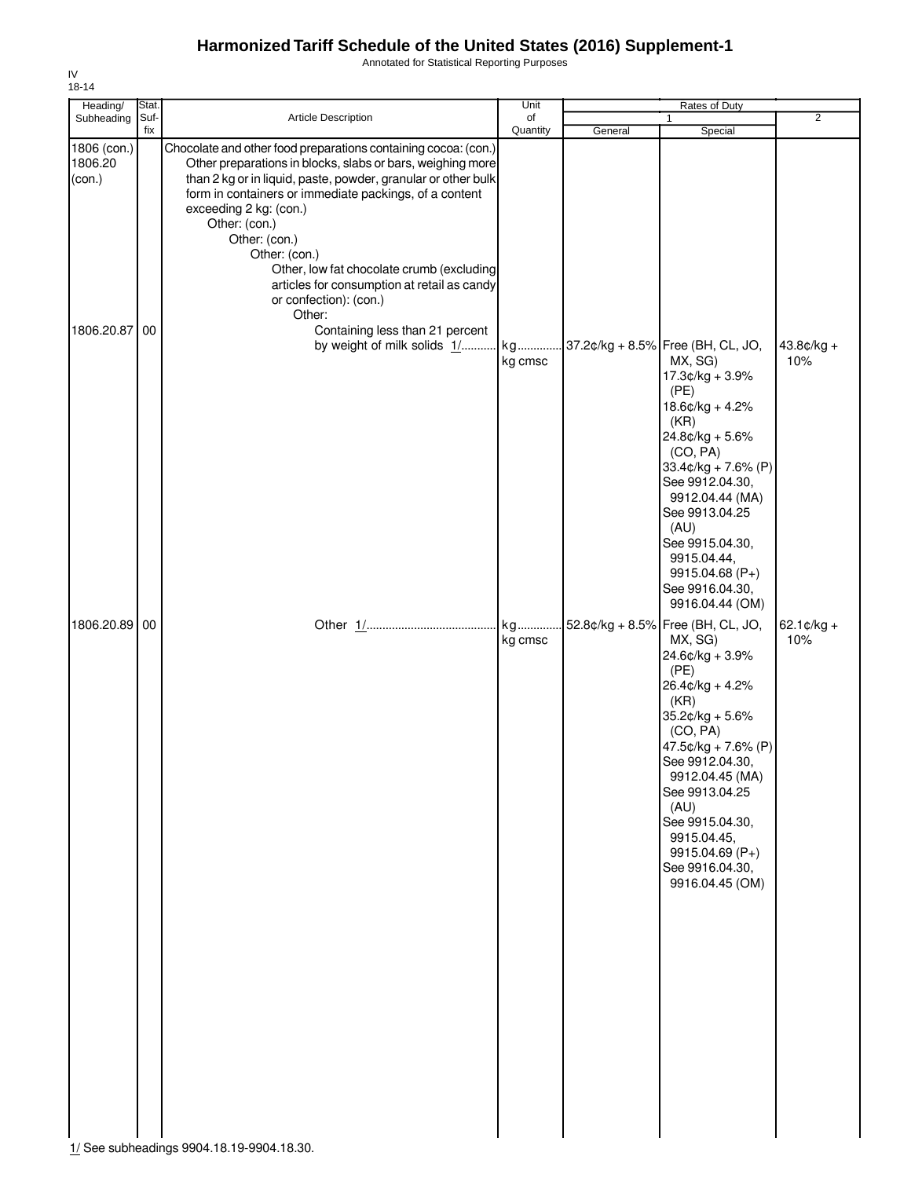# Harmonized Tariff Schedule of the United States (2016) Supplement-1

Annotated for Statistical Reporting Purposes

IV
18-14

| Heading/ Subheading | Stat. Suf- fix | Article Description | Unit of Quantity | Rates of Duty 1 General | Special | 2 |
|---|---|---|---|---|---|---|
| 1806 (con.) 1806.20 (con.) | | Chocolate and other food preparations containing cocoa: (con.) Other preparations in blocks, slabs or bars, weighing more than 2 kg or in liquid, paste, powder, granular or other bulk form in containers or immediate packings, of a content exceeding 2 kg: (con.) Other: (con.) Other: (con.) Other: (con.) Other, low fat chocolate crumb (excluding articles for consumption at retail as candy or confection): (con.) Other: | | | | |
| 1806.20.87 | 00 | Containing less than 21 percent by weight of milk solids 1/ | kg kg cmsc | 37.2¢/kg + 8.5% | Free (BH, CL, JO, MX, SG) 17.3¢/kg + 3.9% (PE) 18.6¢/kg + 4.2% (KR) 24.8¢/kg + 5.6% (CO, PA) 33.4¢/kg + 7.6% (P) See 9912.04.30, 9912.04.44 (MA) See 9913.04.25 (AU) See 9915.04.30, 9915.04.44, 9915.04.68 (P+) See 9916.04.30, 9916.04.44 (OM) | 43.8¢/kg + 10% |
| 1806.20.89 | 00 | Other 1/ | kg kg cmsc | 52.8¢/kg + 8.5% | Free (BH, CL, JO, MX, SG) 24.6¢/kg + 3.9% (PE) 26.4¢/kg + 4.2% (KR) 35.2¢/kg + 5.6% (CO, PA) 47.5¢/kg + 7.6% (P) See 9912.04.30, 9912.04.45 (MA) See 9913.04.25 (AU) See 9915.04.30, 9915.04.45, 9915.04.69 (P+) See 9916.04.30, 9916.04.45 (OM) | 62.1¢/kg + 10% |

1/ See subheadings 9904.18.19-9904.18.30.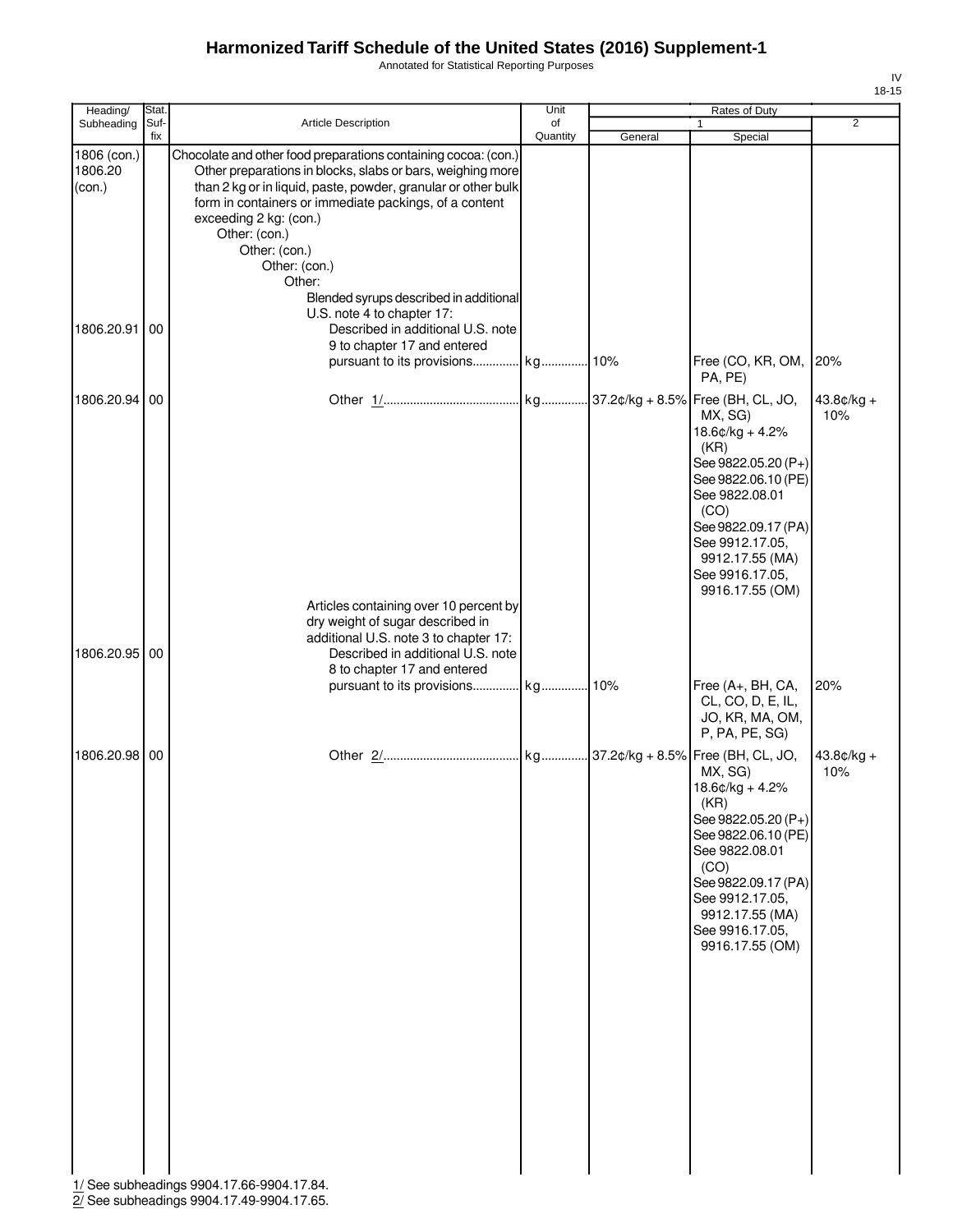# Harmonized Tariff Schedule of the United States (2016) Supplement-1

Annotated for Statistical Reporting Purposes

IV
18-15

| Heading/ Subheading | Stat. Suf-fix | Article Description | Unit of Quantity | Rates of Duty 1 General | Rates of Duty 1 Special | Rates of Duty 2 |
|---|---|---|---|---|---|---|
| 1806 (con.) 1806.20 (con.) | | Chocolate and other food preparations containing cocoa: (con.) Other preparations in blocks, slabs or bars, weighing more than 2 kg or in liquid, paste, powder, granular or other bulk form in containers or immediate packings, of a content exceeding 2 kg: (con.) Other: (con.) Other: (con.) Other: (con.) Other: Blended syrups described in additional U.S. note 4 to chapter 17: | | | | |
| 1806.20.91 | 00 | Described in additional U.S. note 9 to chapter 17 and entered pursuant to its provisions | kg | 10% | Free (CO, KR, OM, PA, PE) | 20% |
| 1806.20.94 | 00 | Other 1/ | kg | 37.2¢/kg + 8.5% | Free (BH, CL, JO, MX, SG) 18.6¢/kg + 4.2% (KR) See 9822.05.20 (P+) See 9822.06.10 (PE) See 9822.08.01 (CO) See 9822.09.17 (PA) See 9912.17.05, 9912.17.55 (MA) See 9916.17.05, 9916.17.55 (OM) | 43.8¢/kg + 10% |
| | | Articles containing over 10 percent by dry weight of sugar described in additional U.S. note 3 to chapter 17: | | | | |
| 1806.20.95 | 00 | Described in additional U.S. note 8 to chapter 17 and entered pursuant to its provisions | kg | 10% | Free (A+, BH, CA, CL, CO, D, E, IL, JO, KR, MA, OM, P, PA, PE, SG) | 20% |
| 1806.20.98 | 00 | Other 2/ | kg | 37.2¢/kg + 8.5% | Free (BH, CL, JO, MX, SG) 18.6¢/kg + 4.2% (KR) See 9822.05.20 (P+) See 9822.06.10 (PE) See 9822.08.01 (CO) See 9822.09.17 (PA) See 9912.17.05, 9912.17.55 (MA) See 9916.17.05, 9916.17.55 (OM) | 43.8¢/kg + 10% |

1/ See subheadings 9904.17.66-9904.17.84.
2/ See subheadings 9904.17.49-9904.17.65.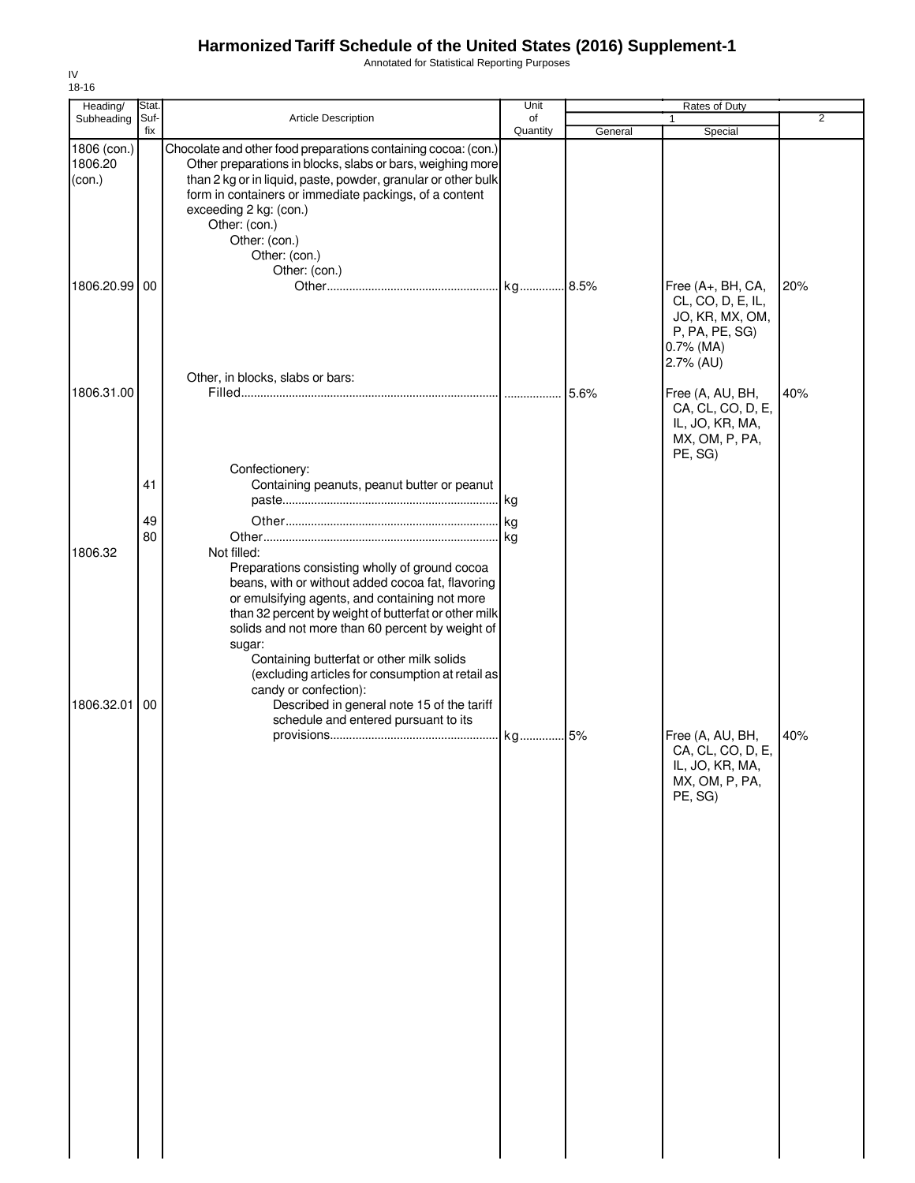# Harmonized Tariff Schedule of the United States (2016) Supplement-1

Annotated for Statistical Reporting Purposes

IV
18-16

| Heading/ Subheading | Stat. Suf- fix | Article Description | Unit of Quantity | Rates of Duty 1 General | Special | 2 |
|---|---|---|---|---|---|---|
| 1806 (con.) 1806.20 (con.) | | Chocolate and other food preparations containing cocoa: (con.) Other preparations in blocks, slabs or bars, weighing more than 2 kg or in liquid, paste, powder, granular or other bulk form in containers or immediate packings, of a content exceeding 2 kg: (con.) Other: (con.) Other: (con.) Other: (con.) Other: (con.) | | | | |
| 1806.20.99 | 00 | Other | kg | 8.5% | Free (A+, BH, CA, CL, CO, D, E, IL, JO, KR, MX, OM, P, PA, PE, SG) 0.7% (MA) 2.7% (AU) | 20% |
| | | Other, in blocks, slabs or bars: | | | | |
| 1806.31.00 | | Filled | | 5.6% | Free (A, AU, BH, CA, CL, CO, D, E, IL, JO, KR, MA, MX, OM, P, PA, PE, SG) | 40% |
| | | Confectionery: | | | | |
| | 41 | Containing peanuts, peanut butter or peanut paste | kg | | | |
| | 49 | Other | kg | | | |
| | 80 | Other | kg | | | |
| 1806.32 | | Not filled: Preparations consisting wholly of ground cocoa beans, with or without added cocoa fat, flavoring or emulsifying agents, and containing not more than 32 percent by weight of butterfat or other milk solids and not more than 60 percent by weight of sugar: Containing butterfat or other milk solids (excluding articles for consumption at retail as candy or confection): | | | | |
| 1806.32.01 | 00 | Described in general note 15 of the tariff schedule and entered pursuant to its provisions | kg | 5% | Free (A, AU, BH, CA, CL, CO, D, E, IL, JO, KR, MA, MX, OM, P, PA, PE, SG) | 40% |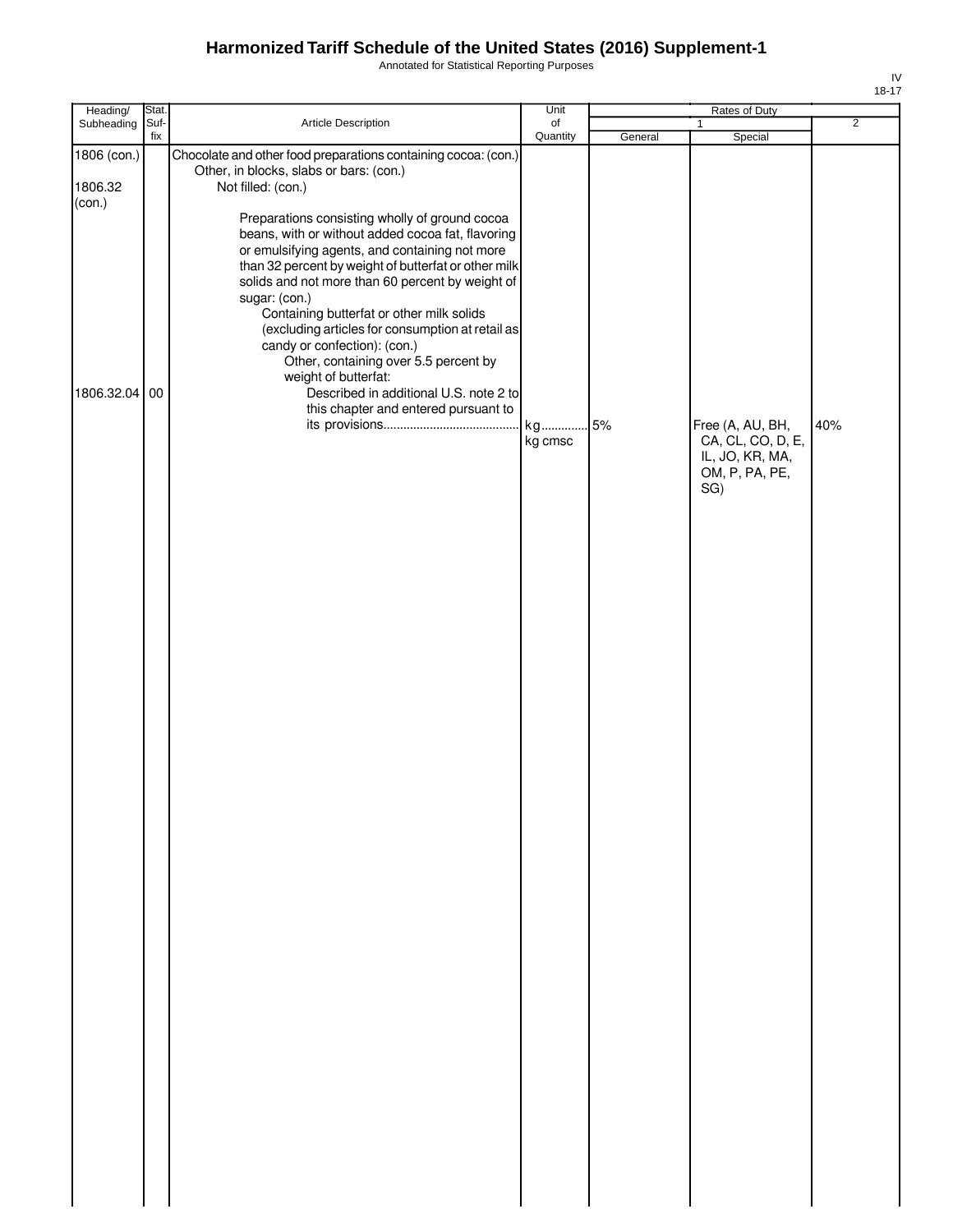# Harmonized Tariff Schedule of the United States (2016) Supplement-1

Annotated for Statistical Reporting Purposes

IV
18-17

| Heading/ Subheading | Stat. Suf-fix | Article Description | Unit of Quantity | Rates of Duty 1 General | Special | 2 |
|---|---|---|---|---|---|---|
| 1806 (con.) | | Chocolate and other food preparations containing cocoa: (con.) | | | | |
| | | Other, in blocks, slabs or bars: (con.) | | | | |
| 1806.32 (con.) | | Not filled: (con.) | | | | |
| | | Preparations consisting wholly of ground cocoa beans, with or without added cocoa fat, flavoring or emulsifying agents, and containing not more than 32 percent by weight of butterfat or other milk solids and not more than 60 percent by weight of sugar: (con.) | | | | |
| | | Containing butterfat or other milk solids (excluding articles for consumption at retail as candy or confection): (con.) | | | | |
| | | Other, containing over 5.5 percent by weight of butterfat: | | | | |
| 1806.32.04 | 00 | Described in additional U.S. note 2 to this chapter and entered pursuant to its provisions | kg<br>kg cmsc | 5% | Free (A, AU, BH, CA, CL, CO, D, E, IL, JO, KR, MA, OM, P, PA, PE, SG) | 40% |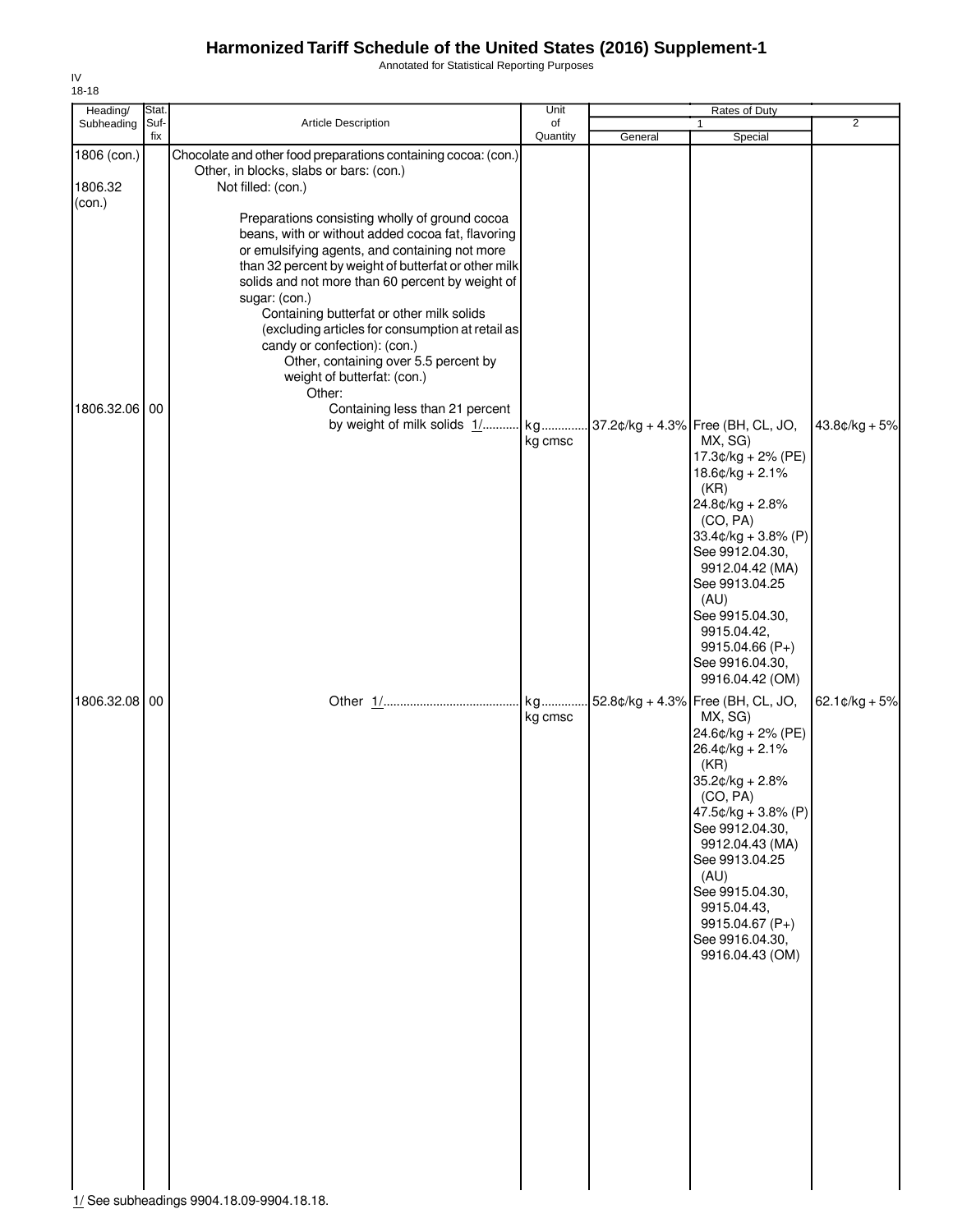# Harmonized Tariff Schedule of the United States (2016) Supplement-1

Annotated for Statistical Reporting Purposes

IV
18-18

| Heading/ Subheading | Stat. Suf-fix | Article Description | Unit of Quantity | Rates of Duty 1 General | Special | 2 |
|---|---|---|---|---|---|---|
| 1806 (con.) | | Chocolate and other food preparations containing cocoa: (con.) | | | | |
| | | Other, in blocks, slabs or bars: (con.) | | | | |
| 1806.32 (con.) | | Not filled: (con.) | | | | |
| | | Preparations consisting wholly of ground cocoa beans, with or without added cocoa fat, flavoring or emulsifying agents, and containing not more than 32 percent by weight of butterfat or other milk solids and not more than 60 percent by weight of sugar: (con.) | | | | |
| | | Containing butterfat or other milk solids (excluding articles for consumption at retail as candy or confection): (con.) | | | | |
| | | Other, containing over 5.5 percent by weight of butterfat: (con.) | | | | |
| | | Other: | | | | |
| 1806.32.06 | 00 | Containing less than 21 percent by weight of milk solids 1/ | kg<br>kg cmsc | 37.2¢/kg + 4.3% | Free (BH, CL, JO, MX, SG)<br>17.3¢/kg + 2% (PE)<br>18.6¢/kg + 2.1% (KR)<br>24.8¢/kg + 2.8% (CO, PA)<br>33.4¢/kg + 3.8% (P)<br>See 9912.04.30, 9912.04.42 (MA)<br>See 9913.04.25 (AU)<br>See 9915.04.30, 9915.04.42, 9915.04.66 (P+)<br>See 9916.04.30, 9916.04.42 (OM) | 43.8¢/kg + 5% |
| 1806.32.08 | 00 | Other 1/ | kg<br>kg cmsc | 52.8¢/kg + 4.3% | Free (BH, CL, JO, MX, SG)<br>24.6¢/kg + 2% (PE)<br>26.4¢/kg + 2.1% (KR)<br>35.2¢/kg + 2.8% (CO, PA)<br>47.5¢/kg + 3.8% (P)<br>See 9912.04.30, 9912.04.43 (MA)<br>See 9913.04.25 (AU)<br>See 9915.04.30, 9915.04.43, 9915.04.67 (P+)<br>See 9916.04.30, 9916.04.43 (OM) | 62.1¢/kg + 5% |

1/ See subheadings 9904.18.09-9904.18.18.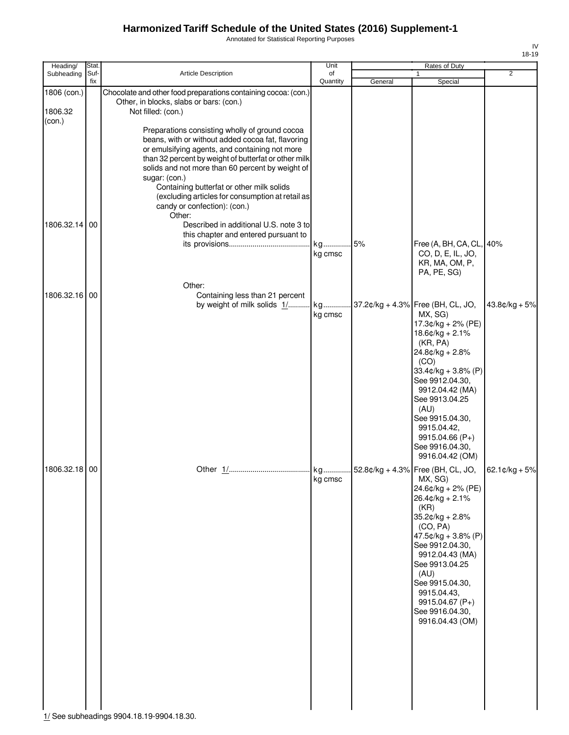# Harmonized Tariff Schedule of the United States (2016) Supplement-1

Annotated for Statistical Reporting Purposes

IV
18-19

| Heading/ Subheading | Stat. Suf- fix | Article Description | Unit of Quantity | Rates of Duty 1 General | Rates of Duty 1 Special | Rates of Duty 2 |
|---|---|---|---|---|---|---|
| 1806 (con.) | | Chocolate and other food preparations containing cocoa: (con.) | | | | |
| | | Other, in blocks, slabs or bars: (con.) | | | | |
| 1806.32 (con.) | | Not filled: (con.) | | | | |
| | | Preparations consisting wholly of ground cocoa beans, with or without added cocoa fat, flavoring or emulsifying agents, and containing not more than 32 percent by weight of butterfat or other milk solids and not more than 60 percent by weight of sugar: (con.) | | | | |
| | | Containing butterfat or other milk solids (excluding articles for consumption at retail as candy or confection): (con.) | | | | |
| | | Other: | | | | |
| 1806.32.14 | 00 | Described in additional U.S. note 3 to this chapter and entered pursuant to its provisions | kg kg cmsc | 5% | Free (A, BH, CA, CL, CO, D, E, IL, JO, KR, MA, OM, P, PA, PE, SG) | 40% |
| | | Other: | | | | |
| 1806.32.16 | 00 | Containing less than 21 percent by weight of milk solids 1/ | kg kg cmsc | 37.2¢/kg + 4.3% | Free (BH, CL, JO, MX, SG)<br>17.3¢/kg + 2% (PE)<br>18.6¢/kg + 2.1% (KR, PA)<br>24.8¢/kg + 2.8% (CO)<br>33.4¢/kg + 3.8% (P)<br>See 9912.04.30, 9912.04.42 (MA)<br>See 9913.04.25 (AU)<br>See 9915.04.30, 9915.04.42, 9915.04.66 (P+)<br>See 9916.04.30, 9916.04.42 (OM) | 43.8¢/kg + 5% |
| 1806.32.18 | 00 | Other 1/ | kg kg cmsc | 52.8¢/kg + 4.3% | Free (BH, CL, JO, MX, SG)<br>24.6¢/kg + 2% (PE)<br>26.4¢/kg + 2.1% (KR)<br>35.2¢/kg + 2.8% (CO, PA)<br>47.5¢/kg + 3.8% (P)<br>See 9912.04.30, 9912.04.43 (MA)<br>See 9913.04.25 (AU)<br>See 9915.04.30, 9915.04.43, 9915.04.67 (P+)<br>See 9916.04.30, 9916.04.43 (OM) | 62.1¢/kg + 5% |

1/ See subheadings 9904.18.19-9904.18.30.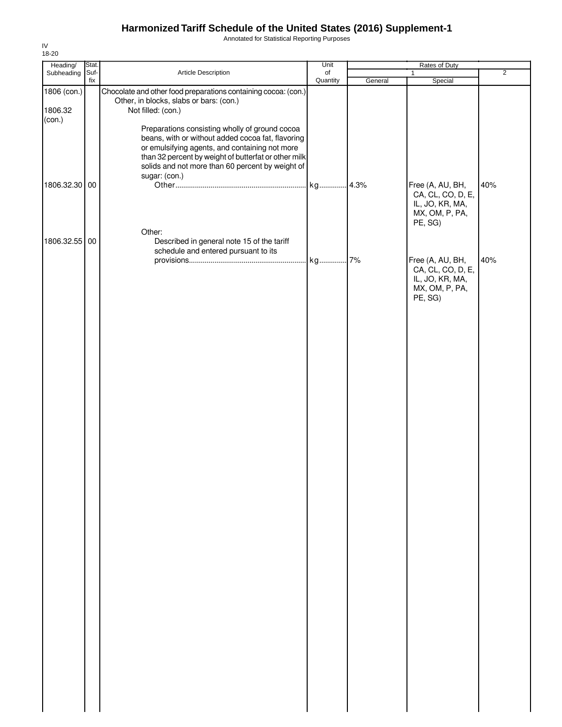# Harmonized Tariff Schedule of the United States (2016) Supplement-1

Annotated for Statistical Reporting Purposes

IV
18-20

| Heading/ Subheading | Stat. Suf- fix | Article Description | Unit of Quantity | Rates of Duty 1 General | Rates of Duty 1 Special | Rates of Duty 2 |
|---|---|---|---|---|---|---|
| 1806 (con.) | | Chocolate and other food preparations containing cocoa: (con.) | | | | |
| | | Other, in blocks, slabs or bars: (con.) | | | | |
| 1806.32 (con.) | | Not filled: (con.) | | | | |
| | | Preparations consisting wholly of ground cocoa beans, with or without added cocoa fat, flavoring or emulsifying agents, and containing not more than 32 percent by weight of butterfat or other milk solids and not more than 60 percent by weight of sugar: (con.) | | | | |
| 1806.32.30 | 00 | Other | kg | 4.3% | Free (A, AU, BH, CA, CL, CO, D, E, IL, JO, KR, MA, MX, OM, P, PA, PE, SG) | 40% |
| | | Other: | | | | |
| 1806.32.55 | 00 | Described in general note 15 of the tariff schedule and entered pursuant to its provisions | kg | 7% | Free (A, AU, BH, CA, CL, CO, D, E, IL, JO, KR, MA, MX, OM, P, PA, PE, SG) | 40% |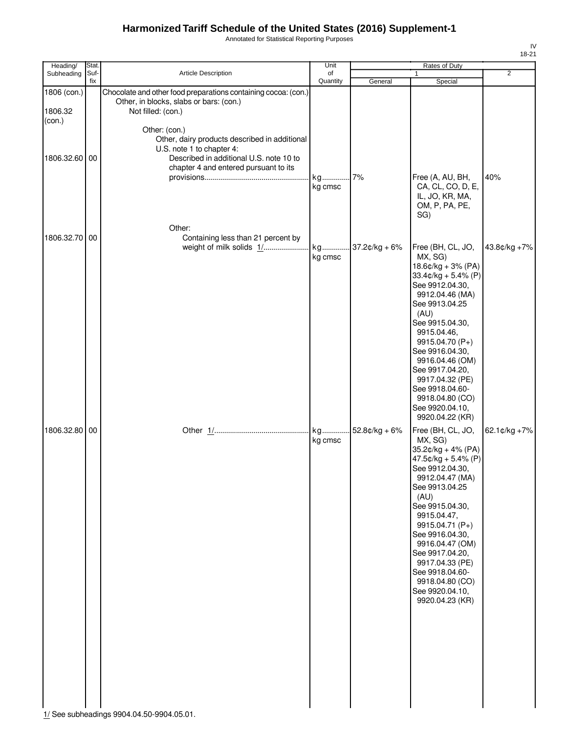# Harmonized Tariff Schedule of the United States (2016) Supplement-1

Annotated for Statistical Reporting Purposes

IV
18-21

| Heading/ Subheading | Stat. Suf- fix | Article Description | Unit of Quantity | Rates of Duty 1 General | Special | 2 |
|---|---|---|---|---|---|---|
| 1806 (con.) | | Chocolate and other food preparations containing cocoa: (con.) | | | | |
| | | Other, in blocks, slabs or bars: (con.) | | | | |
| 1806.32 (con.) | | Not filled: (con.) | | | | |
| | | Other: (con.) | | | | |
| | | Other, dairy products described in additional U.S. note 1 to chapter 4: | | | | |
| 1806.32.60 | 00 | Described in additional U.S. note 10 to chapter 4 and entered pursuant to its provisions | kg kg cmsc | 7% | Free (A, AU, BH, CA, CL, CO, D, E, IL, JO, KR, MA, OM, P, PA, PE, SG) | 40% |
| | | Other: | | | | |
| 1806.32.70 | 00 | Containing less than 21 percent by weight of milk solids 1/ | kg kg cmsc | 37.2¢/kg + 6% | Free (BH, CL, JO, MX, SG) 18.6¢/kg + 3% (PA) 33.4¢/kg + 5.4% (P) See 9912.04.30, 9912.04.46 (MA) See 9913.04.25 (AU) See 9915.04.30, 9915.04.46, 9915.04.70 (P+) See 9916.04.30, 9916.04.46 (OM) See 9917.04.20, 9917.04.32 (PE) See 9918.04.60-9918.04.80 (CO) See 9920.04.10, 9920.04.22 (KR) | 43.8¢/kg +7% |
| 1806.32.80 | 00 | Other 1/ | kg kg cmsc | 52.8¢/kg + 6% | Free (BH, CL, JO, MX, SG) 35.2¢/kg + 4% (PA) 47.5¢/kg + 5.4% (P) See 9912.04.30, 9912.04.47 (MA) See 9913.04.25 (AU) See 9915.04.30, 9915.04.47, 9915.04.71 (P+) See 9916.04.30, 9916.04.47 (OM) See 9917.04.20, 9917.04.33 (PE) See 9918.04.60-9918.04.80 (CO) See 9920.04.10, 9920.04.23 (KR) | 62.1¢/kg +7% |

1/ See subheadings 9904.04.50-9904.05.01.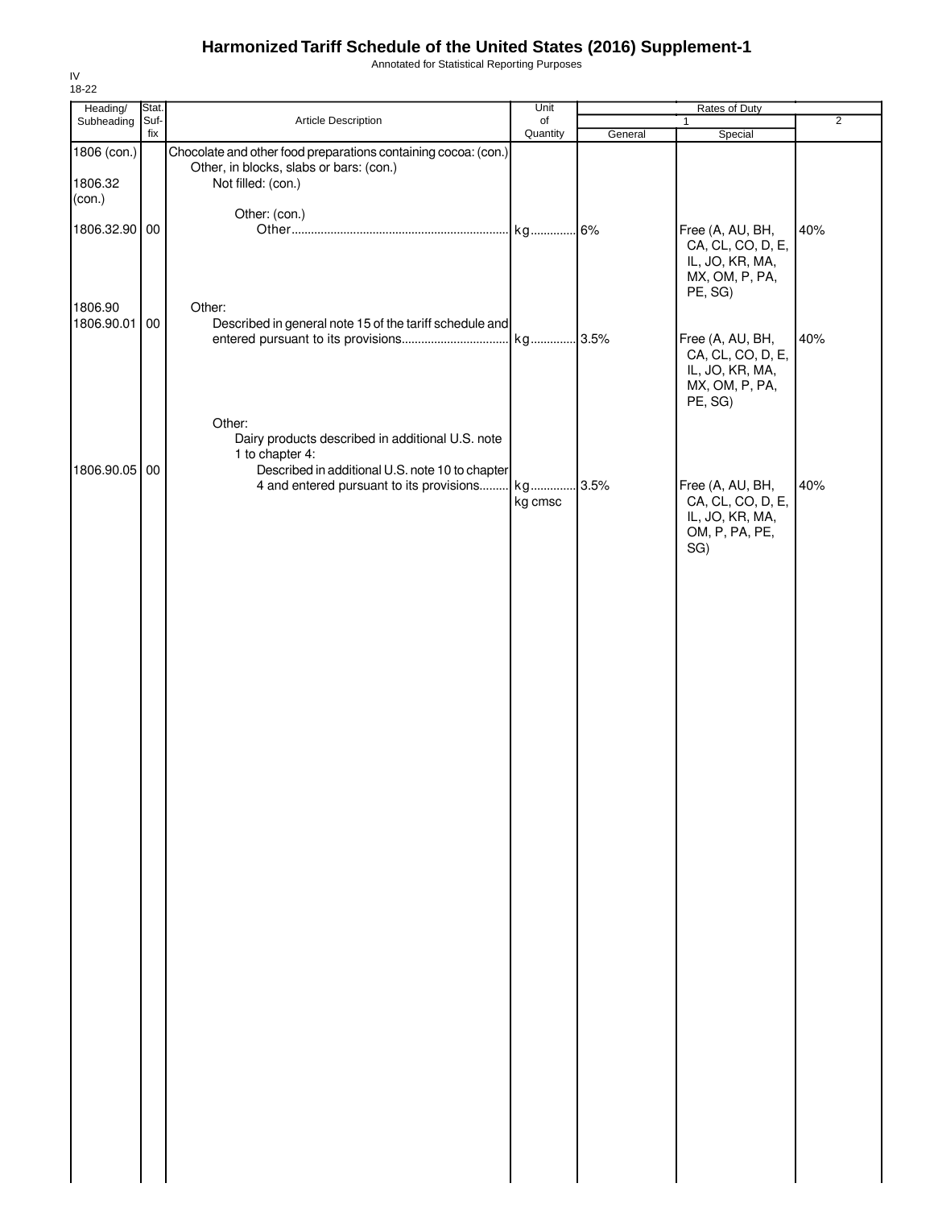# Harmonized Tariff Schedule of the United States (2016) Supplement-1

Annotated for Statistical Reporting Purposes

IV
18-22

| Heading/ Subheading | Stat. Suf- fix | Article Description | Unit of Quantity | Rates of Duty | | |
|---|---|---|---|---|---|---|
| | | | | 1 | | 2 |
| | | | | General | Special | |
| 1806 (con.) | | Chocolate and other food preparations containing cocoa: (con.) | | | | |
| | | Other, in blocks, slabs or bars: (con.) | | | | |
| 1806.32 (con.) | | Not filled: (con.) | | | | |
| | | Other: (con.) | | | | |
| 1806.32.90 | 00 | Other | kg | 6% | Free (A, AU, BH, CA, CL, CO, D, E, IL, JO, KR, MA, MX, OM, P, PA, PE, SG) | 40% |
| 1806.90 | | Other: | | | | |
| 1806.90.01 | 00 | Described in general note 15 of the tariff schedule and entered pursuant to its provisions | kg | 3.5% | Free (A, AU, BH, CA, CL, CO, D, E, IL, JO, KR, MA, MX, OM, P, PA, PE, SG) | 40% |
| | | Other: | | | | |
| | | Dairy products described in additional U.S. note 1 to chapter 4: | | | | |
| 1806.90.05 | 00 | Described in additional U.S. note 10 to chapter 4 and entered pursuant to its provisions | kg<br>kg cmsc | 3.5% | Free (A, AU, BH, CA, CL, CO, D, E, IL, JO, KR, MA, OM, P, PA, PE, SG) | 40% |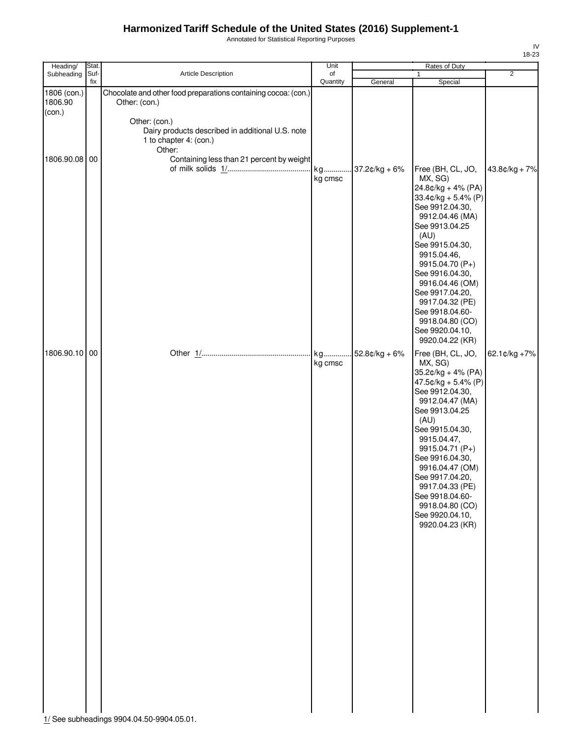# Harmonized Tariff Schedule of the United States (2016) Supplement-1

Annotated for Statistical Reporting Purposes

IV
18-23

| Heading/ Subheading | Stat. Suf-fix | Article Description | Unit of Quantity | Rates of Duty 1 General | Rates of Duty 1 Special | Rates of Duty 2 |
|---|---|---|---|---|---|---|
| 1806 (con.) 1806.90 (con.) | | Chocolate and other food preparations containing cocoa: (con.) Other: (con.) | | | | |
| | | Other: (con.) | | | | |
| | | Dairy products described in additional U.S. note 1 to chapter 4: (con.) | | | | |
| | | Other: | | | | |
| 1806.90.08 | 00 | Containing less than 21 percent by weight of milk solids 1/ | kg kg cmsc | 37.2¢/kg + 6% | Free (BH, CL, JO, MX, SG) 24.8¢/kg + 4% (PA) 33.4¢/kg + 5.4% (P) See 9912.04.30, 9912.04.46 (MA) See 9913.04.25 (AU) See 9915.04.30, 9915.04.46, 9915.04.70 (P+) See 9916.04.30, 9916.04.46 (OM) See 9917.04.20, 9917.04.32 (PE) See 9918.04.60-9918.04.80 (CO) See 9920.04.10, 9920.04.22 (KR) | 43.8¢/kg + 7% |
| 1806.90.10 | 00 | Other 1/ | kg kg cmsc | 52.8¢/kg + 6% | Free (BH, CL, JO, MX, SG) 35.2¢/kg + 4% (PA) 47.5¢/kg + 5.4% (P) See 9912.04.30, 9912.04.47 (MA) See 9913.04.25 (AU) See 9915.04.30, 9915.04.47, 9915.04.71 (P+) See 9916.04.30, 9916.04.47 (OM) See 9917.04.20, 9917.04.33 (PE) See 9918.04.60-9918.04.80 (CO) See 9920.04.10, 9920.04.23 (KR) | 62.1¢/kg +7% |

1/ See subheadings 9904.04.50-9904.05.01.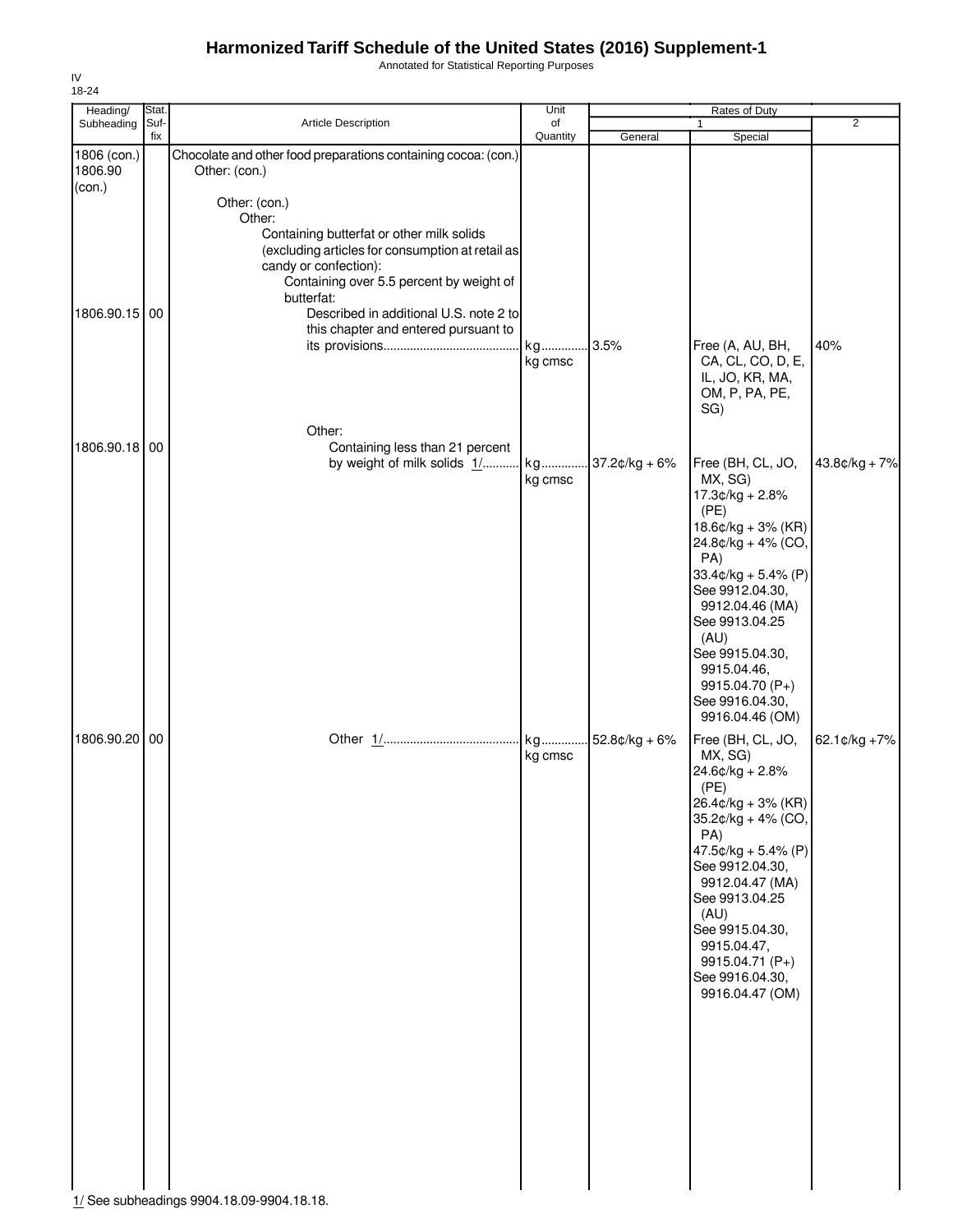# Harmonized Tariff Schedule of the United States (2016) Supplement-1

Annotated for Statistical Reporting Purposes

IV
18-24

| Heading/ Subheading | Stat. Suf- fix | Article Description | Unit of Quantity | Rates of Duty 1 General | Special | 2 |
|---|---|---|---|---|---|---|
| 1806 (con.) 1806.90 (con.) | | Chocolate and other food preparations containing cocoa: (con.) Other: (con.) | | | | |
| | | Other: (con.) | | | | |
| | | Other: | | | | |
| | | Containing butterfat or other milk solids (excluding articles for consumption at retail as candy or confection): | | | | |
| | | Containing over 5.5 percent by weight of butterfat: | | | | |
| 1806.90.15 | 00 | Described in additional U.S. note 2 to this chapter and entered pursuant to its provisions | kg kg cmsc | 3.5% | Free (A, AU, BH, CA, CL, CO, D, E, IL, JO, KR, MA, OM, P, PA, PE, SG) | 40% |
| | | Other: | | | | |
| 1806.90.18 | 00 | Containing less than 21 percent by weight of milk solids 1/ | kg kg cmsc | 37.2¢/kg + 6% | Free (BH, CL, JO, MX, SG) 17.3¢/kg + 2.8% (PE) 18.6¢/kg + 3% (KR) 24.8¢/kg + 4% (CO, PA) 33.4¢/kg + 5.4% (P) See 9912.04.30, 9912.04.46 (MA) See 9913.04.25 (AU) See 9915.04.30, 9915.04.46, 9915.04.70 (P+) See 9916.04.30, 9916.04.46 (OM) | 43.8¢/kg + 7% |
| 1806.90.20 | 00 | Other 1/ | kg kg cmsc | 52.8¢/kg + 6% | Free (BH, CL, JO, MX, SG) 24.6¢/kg + 2.8% (PE) 26.4¢/kg + 3% (KR) 35.2¢/kg + 4% (CO, PA) 47.5¢/kg + 5.4% (P) See 9912.04.30, 9912.04.47 (MA) See 9913.04.25 (AU) See 9915.04.30, 9915.04.47, 9915.04.71 (P+) See 9916.04.30, 9916.04.47 (OM) | 62.1¢/kg +7% |

1/ See subheadings 9904.18.09-9904.18.18.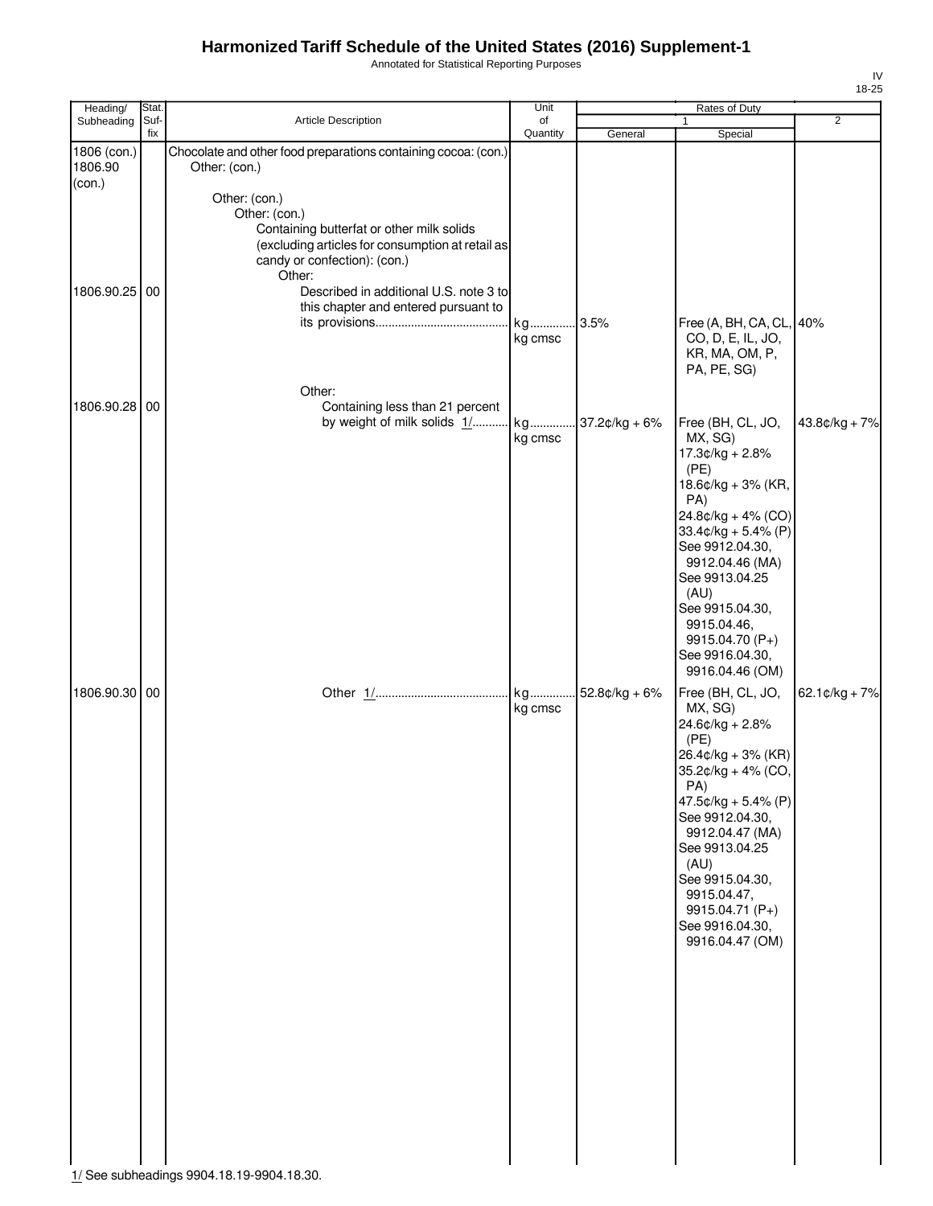# Harmonized Tariff Schedule of the United States (2016) Supplement-1

Annotated for Statistical Reporting Purposes

IV
18-25

| Heading/ Subheading | Stat. Suf-fix | Article Description | Unit of Quantity | Rates of Duty 1 General | Rates of Duty 1 Special | Rates of Duty 2 |
|---|---|---|---|---|---|---|
| 1806 (con.) 1806.90 (con.) | | Chocolate and other food preparations containing cocoa: (con.) Other: (con.) | | | | |
| | | Other: (con.) | | | | |
| | | Other: (con.) | | | | |
| | | Containing butterfat or other milk solids (excluding articles for consumption at retail as candy or confection): (con.) | | | | |
| | | Other: | | | | |
| 1806.90.25 | 00 | Described in additional U.S. note 3 to this chapter and entered pursuant to its provisions | kg kg cmsc | 3.5% | Free (A, BH, CA, CL, CO, D, E, IL, JO, KR, MA, OM, P, PA, PE, SG) | 40% |
| | | Other: | | | | |
| 1806.90.28 | 00 | Containing less than 21 percent by weight of milk solids 1/ | kg kg cmsc | 37.2¢/kg + 6% | Free (BH, CL, JO, MX, SG) 17.3¢/kg + 2.8% (PE) 18.6¢/kg + 3% (KR, PA) 24.8¢/kg + 4% (CO) 33.4¢/kg + 5.4% (P) See 9912.04.30, 9912.04.46 (MA) See 9913.04.25 (AU) See 9915.04.30, 9915.04.46, 9915.04.70 (P+) See 9916.04.30, 9916.04.46 (OM) | 43.8¢/kg + 7% |
| 1806.90.30 | 00 | Other 1/ | kg kg cmsc | 52.8¢/kg + 6% | Free (BH, CL, JO, MX, SG) 24.6¢/kg + 2.8% (PE) 26.4¢/kg + 3% (KR) 35.2¢/kg + 4% (CO, PA) 47.5¢/kg + 5.4% (P) See 9912.04.30, 9912.04.47 (MA) See 9913.04.25 (AU) See 9915.04.30, 9915.04.47, 9915.04.71 (P+) See 9916.04.30, 9916.04.47 (OM) | 62.1¢/kg + 7% |

1/ See subheadings 9904.18.19-9904.18.30.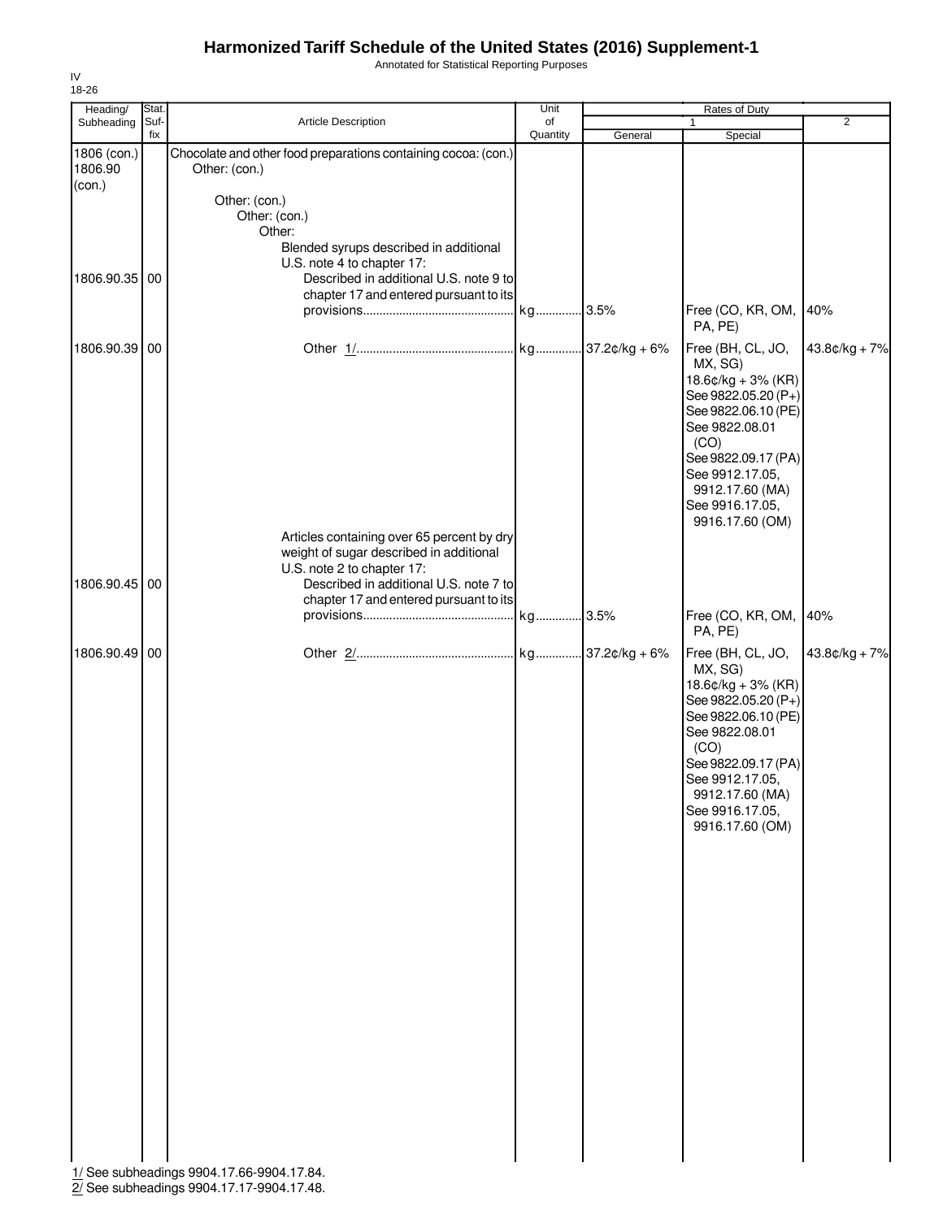# Harmonized Tariff Schedule of the United States (2016) Supplement-1

Annotated for Statistical Reporting Purposes

IV
18-26

| Heading/ Subheading | Stat. Suf- fix | Article Description | Unit of Quantity | Rates of Duty 1 General | Special | 2 |
|---|---|---|---|---|---|---|
| 1806 (con.) 1806.90 (con.) | | Chocolate and other food preparations containing cocoa: (con.) Other: (con.) | | | | |
| | | Other: (con.) | | | | |
| | | Other: (con.) | | | | |
| | | Other: | | | | |
| | | Blended syrups described in additional U.S. note 4 to chapter 17: | | | | |
| 1806.90.35 | 00 | Described in additional U.S. note 9 to chapter 17 and entered pursuant to its provisions | kg | 3.5% | Free (CO, KR, OM, PA, PE) | 40% |
| 1806.90.39 | 00 | Other 1/ | kg | 37.2¢/kg + 6% | Free (BH, CL, JO, MX, SG) 18.6¢/kg + 3% (KR) See 9822.05.20 (P+) See 9822.06.10 (PE) See 9822.08.01 (CO) See 9822.09.17 (PA) See 9912.17.05, 9912.17.60 (MA) See 9916.17.05, 9916.17.60 (OM) | 43.8¢/kg + 7% |
| | | Articles containing over 65 percent by dry weight of sugar described in additional U.S. note 2 to chapter 17: | | | | |
| 1806.90.45 | 00 | Described in additional U.S. note 7 to chapter 17 and entered pursuant to its provisions | kg | 3.5% | Free (CO, KR, OM, PA, PE) | 40% |
| 1806.90.49 | 00 | Other 2/ | kg | 37.2¢/kg + 6% | Free (BH, CL, JO, MX, SG) 18.6¢/kg + 3% (KR) See 9822.05.20 (P+) See 9822.06.10 (PE) See 9822.08.01 (CO) See 9822.09.17 (PA) See 9912.17.05, 9912.17.60 (MA) See 9916.17.05, 9916.17.60 (OM) | 43.8¢/kg + 7% |

1/ See subheadings 9904.17.66-9904.17.84.
2/ See subheadings 9904.17.17-9904.17.48.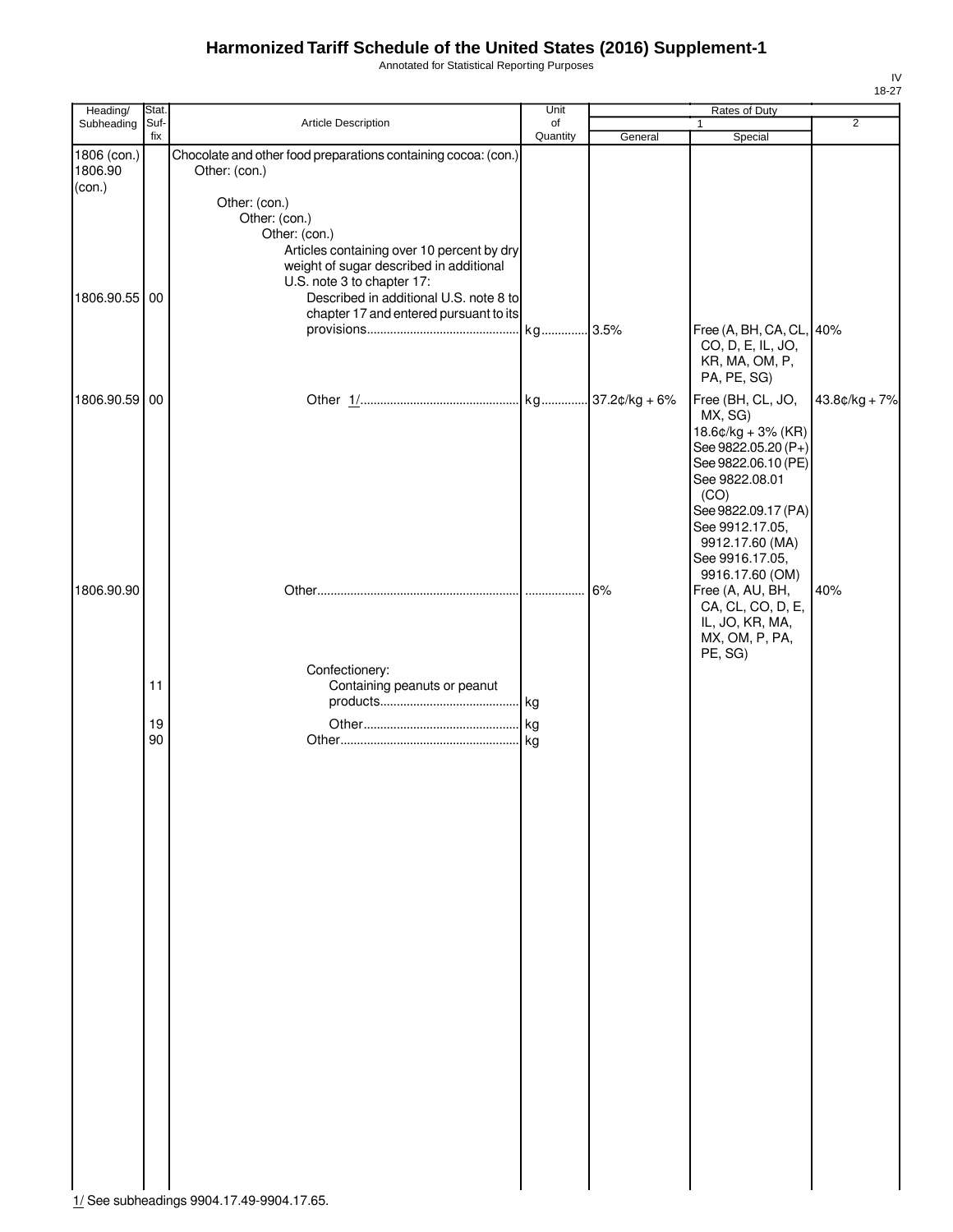# Harmonized Tariff Schedule of the United States (2016) Supplement-1

Annotated for Statistical Reporting Purposes

IV
18-27

| Heading/ Subheading | Stat. Suf- fix | Article Description | Unit of Quantity | Rates of Duty 1 General | Special | 2 |
|---|---|---|---|---|---|---|
| 1806 (con.) 1806.90 (con.) | | Chocolate and other food preparations containing cocoa: (con.) Other: (con.) | | | | |
| | | Other: (con.) Other: (con.) Other: (con.) Articles containing over 10 percent by dry weight of sugar described in additional U.S. note 3 to chapter 17: | | | | |
| 1806.90.55 | 00 | Described in additional U.S. note 8 to chapter 17 and entered pursuant to its provisions | kg | 3.5% | Free (A, BH, CA, CL, CO, D, E, IL, JO, KR, MA, OM, P, PA, PE, SG) | 40% |
| 1806.90.59 | 00 | Other 1/ | kg | 37.2¢/kg + 6% | Free (BH, CL, JO, MX, SG) 18.6¢/kg + 3% (KR) See 9822.05.20 (P+) See 9822.06.10 (PE) See 9822.08.01 (CO) See 9822.09.17 (PA) See 9912.17.05, 9912.17.60 (MA) See 9916.17.05, 9916.17.60 (OM) | 43.8¢/kg + 7% |
| 1806.90.90 | | Other | | 6% | Free (A, AU, BH, CA, CL, CO, D, E, IL, JO, KR, MA, MX, OM, P, PA, PE, SG) | 40% |
| | | Confectionery: | | | | |
| | 11 | Containing peanuts or peanut products | kg | | | |
| | 19 | Other | kg | | | |
| | 90 | Other | kg | | | |

1/ See subheadings 9904.17.49-9904.17.65.